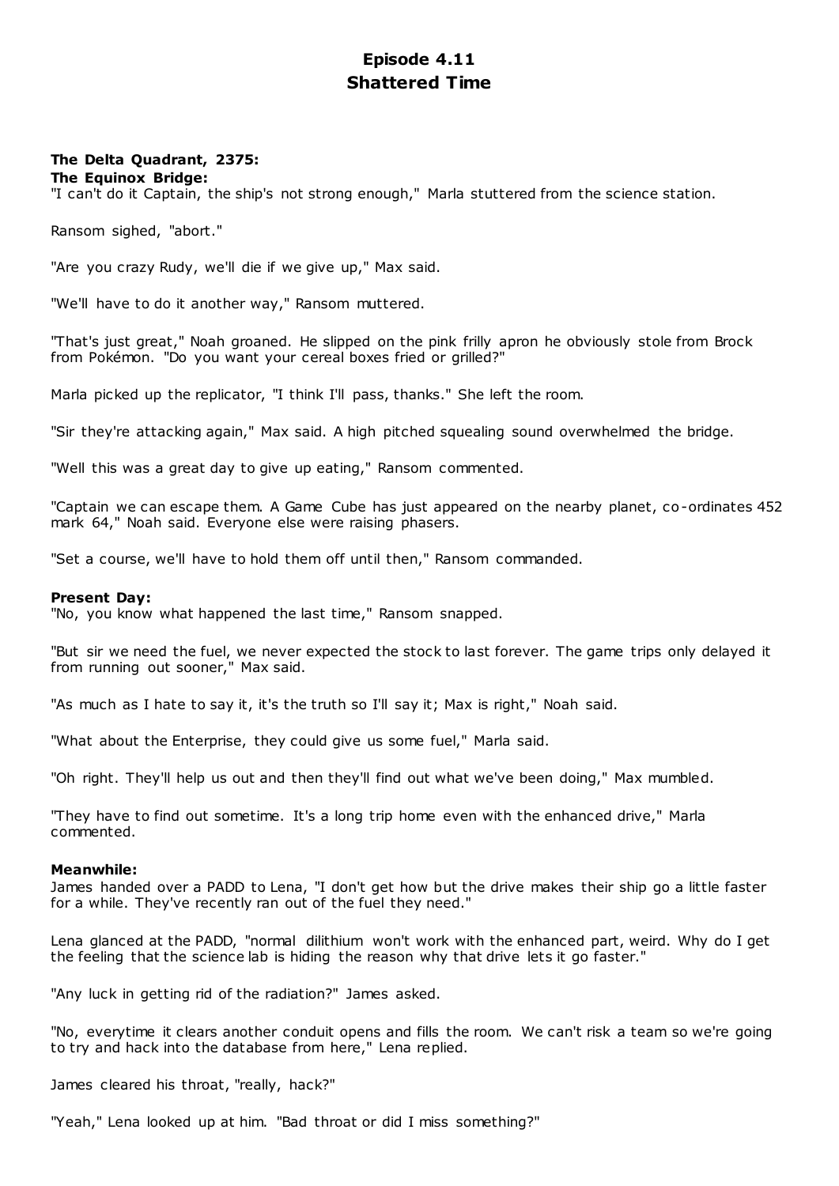# Episode 4.11
# Shattered Time

**The Delta Quadrant, 2375:**
**The Equinox Bridge:**
"I can't do it Captain, the ship's not strong enough," Marla stuttered from the science station.

Ransom sighed, "abort."

"Are you crazy Rudy, we'll die if we give up," Max said.

"We'll have to do it another way," Ransom muttered.

"That's just great," Noah groaned. He slipped on the pink frilly apron he obviously stole from Brock from Pokémon. "Do you want your cereal boxes fried or grilled?"

Marla picked up the replicator, "I think I'll pass, thanks." She left the room.

"Sir they're attacking again," Max said. A high pitched squealing sound overwhelmed the bridge.

"Well this was a great day to give up eating," Ransom commented.

"Captain we can escape them. A Game Cube has just appeared on the nearby planet, co-ordinates 452 mark 64," Noah said. Everyone else were raising phasers.

"Set a course, we'll have to hold them off until then," Ransom commanded.

**Present Day:**
"No, you know what happened the last time," Ransom snapped.

"But sir we need the fuel, we never expected the stock to last forever. The game trips only delayed it from running out sooner," Max said.

"As much as I hate to say it, it's the truth so I'll say it; Max is right," Noah said.

"What about the Enterprise, they could give us some fuel," Marla said.

"Oh right. They'll help us out and then they'll find out what we've been doing," Max mumbled.

"They have to find out sometime. It's a long trip home even with the enhanced drive," Marla commented.

**Meanwhile:**
James handed over a PADD to Lena, "I don't get how but the drive makes their ship go a little faster for a while. They've recently ran out of the fuel they need."

Lena glanced at the PADD, "normal dilithium won't work with the enhanced part, weird. Why do I get the feeling that the science lab is hiding the reason why that drive lets it go faster."

"Any luck in getting rid of the radiation?" James asked.

"No, everytime it clears another conduit opens and fills the room. We can't risk a team so we're going to try and hack into the database from here," Lena replied.

James cleared his throat, "really, hack?"

"Yeah," Lena looked up at him. "Bad throat or did I miss something?"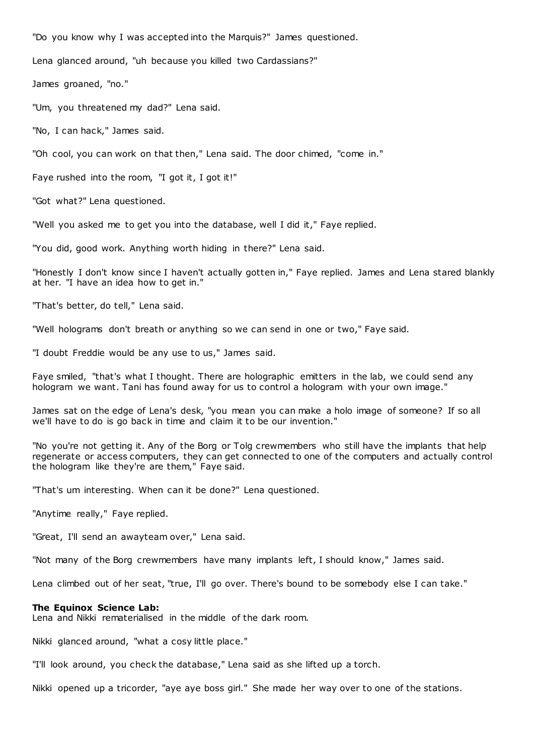"Do you know why I was accepted into the Marquis?" James questioned.

Lena glanced around, "uh because you killed two Cardassians?"

James groaned, "no."

"Um, you threatened my dad?" Lena said.

"No, I can hack," James said.

"Oh cool, you can work on that then," Lena said. The door chimed, "come in."

Faye rushed into the room, "I got it, I got it!"

"Got what?" Lena questioned.

"Well you asked me to get you into the database, well I did it," Faye replied.

"You did, good work. Anything worth hiding in there?" Lena said.

"Honestly I don't know since I haven't actually gotten in," Faye replied. James and Lena stared blankly at her. "I have an idea how to get in."

"That's better, do tell," Lena said.

"Well holograms don't breath or anything so we can send in one or two," Faye said.

"I doubt Freddie would be any use to us," James said.

Faye smiled, "that's what I thought. There are holographic emitters in the lab, we could send any hologram we want. Tani has found away for us to control a hologram with your own image."

James sat on the edge of Lena's desk, "you mean you can make a holo image of someone? If so all we'll have to do is go back in time and claim it to be our invention."

"No you're not getting it. Any of the Borg or Tolg crewmembers who still have the implants that help regenerate or access computers, they can get connected to one of the computers and actually control the hologram like they're are them," Faye said.

"That's um interesting. When can it be done?" Lena questioned.

"Anytime really," Faye replied.

"Great, I'll send an awayteam over," Lena said.

"Not many of the Borg crewmembers have many implants left, I should know," James said.

Lena climbed out of her seat, "true, I'll go over. There's bound to be somebody else I can take."

**The Equinox Science Lab:**
Lena and Nikki rematerialised in the middle of the dark room.

Nikki glanced around, "what a cosy little place."

"I'll look around, you check the database," Lena said as she lifted up a torch.

Nikki opened up a tricorder, "aye aye boss girl." She made her way over to one of the stations.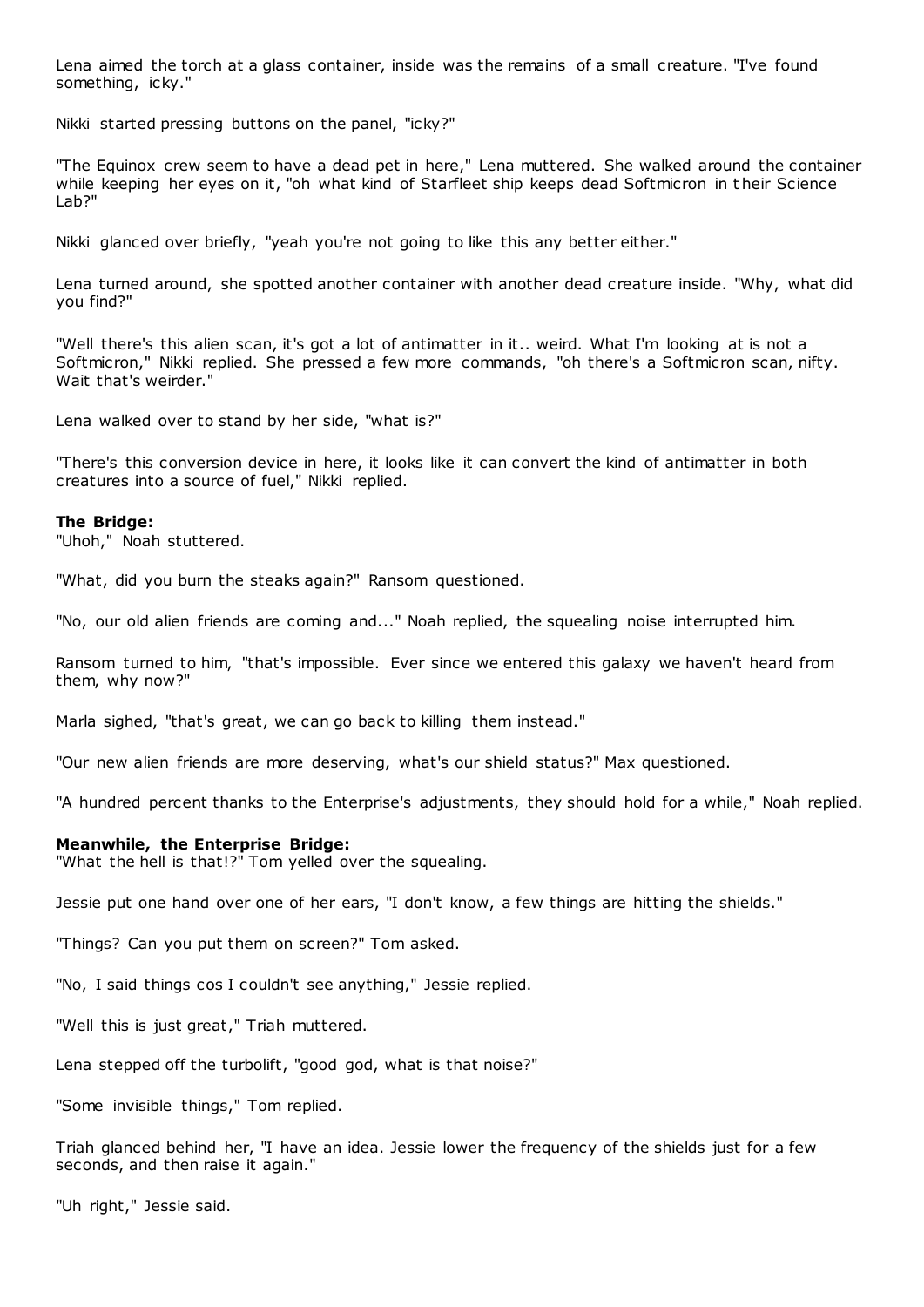Lena aimed the torch at a glass container, inside was the remains of a small creature. "I've found something, icky."

Nikki started pressing buttons on the panel, "icky?"

"The Equinox crew seem to have a dead pet in here," Lena muttered. She walked around the container while keeping her eyes on it, "oh what kind of Starfleet ship keeps dead Softmicron in their Science Lab?"

Nikki glanced over briefly, "yeah you're not going to like this any better either."

Lena turned around, she spotted another container with another dead creature inside. "Why, what did you find?"

"Well there's this alien scan, it's got a lot of antimatter in it.. weird. What I'm looking at is not a Softmicron," Nikki replied. She pressed a few more commands, "oh there's a Softmicron scan, nifty. Wait that's weirder."

Lena walked over to stand by her side, "what is?"

"There's this conversion device in here, it looks like it can convert the kind of antimatter in both creatures into a source of fuel," Nikki replied.

**The Bridge:**
"Uhoh," Noah stuttered.

"What, did you burn the steaks again?" Ransom questioned.

"No, our old alien friends are coming and..." Noah replied, the squealing noise interrupted him.

Ransom turned to him, "that's impossible. Ever since we entered this galaxy we haven't heard from them, why now?"

Marla sighed, "that's great, we can go back to killing them instead."

"Our new alien friends are more deserving, what's our shield status?" Max questioned.

"A hundred percent thanks to the Enterprise's adjustments, they should hold for a while," Noah replied.

**Meanwhile, the Enterprise Bridge:**
"What the hell is that!?" Tom yelled over the squealing.

Jessie put one hand over one of her ears, "I don't know, a few things are hitting the shields."

"Things? Can you put them on screen?" Tom asked.

"No, I said things cos I couldn't see anything," Jessie replied.

"Well this is just great," Triah muttered.

Lena stepped off the turbolift, "good god, what is that noise?"

"Some invisible things," Tom replied.

Triah glanced behind her, "I have an idea. Jessie lower the frequency of the shields just for a few seconds, and then raise it again."

"Uh right," Jessie said.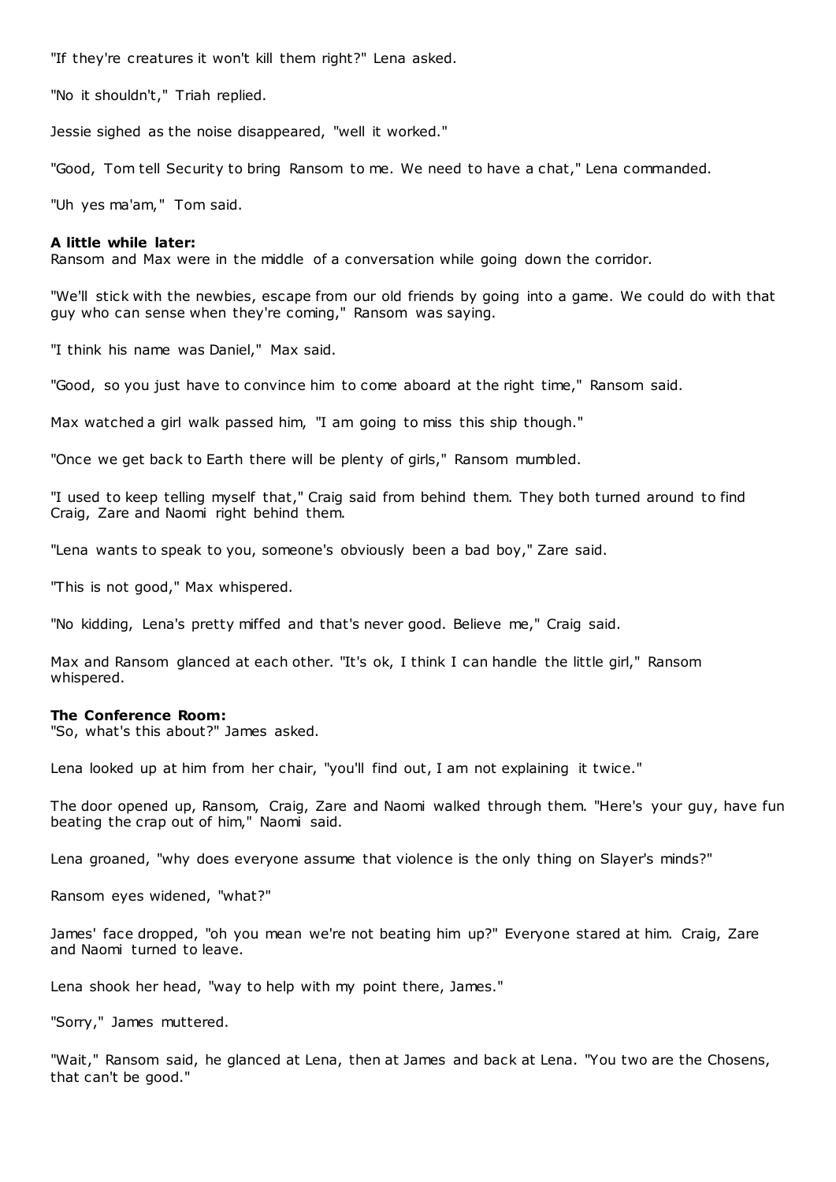"If they're creatures it won't kill them right?" Lena asked.

"No it shouldn't," Triah replied.

Jessie sighed as the noise disappeared, "well it worked."

"Good, Tom tell Security to bring Ransom to me. We need to have a chat," Lena commanded.

"Uh yes ma'am," Tom said.

**A little while later:**
Ransom and Max were in the middle of a conversation while going down the corridor.

"We'll stick with the newbies, escape from our old friends by going into a game. We could do with that guy who can sense when they're coming," Ransom was saying.

"I think his name was Daniel," Max said.

"Good, so you just have to convince him to come aboard at the right time," Ransom said.

Max watched a girl walk passed him, "I am going to miss this ship though."

"Once we get back to Earth there will be plenty of girls," Ransom mumbled.

"I used to keep telling myself that," Craig said from behind them. They both turned around to find Craig, Zare and Naomi right behind them.

"Lena wants to speak to you, someone's obviously been a bad boy," Zare said.

"This is not good," Max whispered.

"No kidding, Lena's pretty miffed and that's never good. Believe me," Craig said.

Max and Ransom glanced at each other. "It's ok, I think I can handle the little girl," Ransom whispered.

**The Conference Room:**
"So, what's this about?" James asked.

Lena looked up at him from her chair, "you'll find out, I am not explaining it twice."

The door opened up, Ransom, Craig, Zare and Naomi walked through them. "Here's your guy, have fun beating the crap out of him," Naomi said.

Lena groaned, "why does everyone assume that violence is the only thing on Slayer's minds?"

Ransom eyes widened, "what?"

James' face dropped, "oh you mean we're not beating him up?" Everyone stared at him. Craig, Zare and Naomi turned to leave.

Lena shook her head, "way to help with my point there, James."

"Sorry," James muttered.

"Wait," Ransom said, he glanced at Lena, then at James and back at Lena. "You two are the Chosens, that can't be good."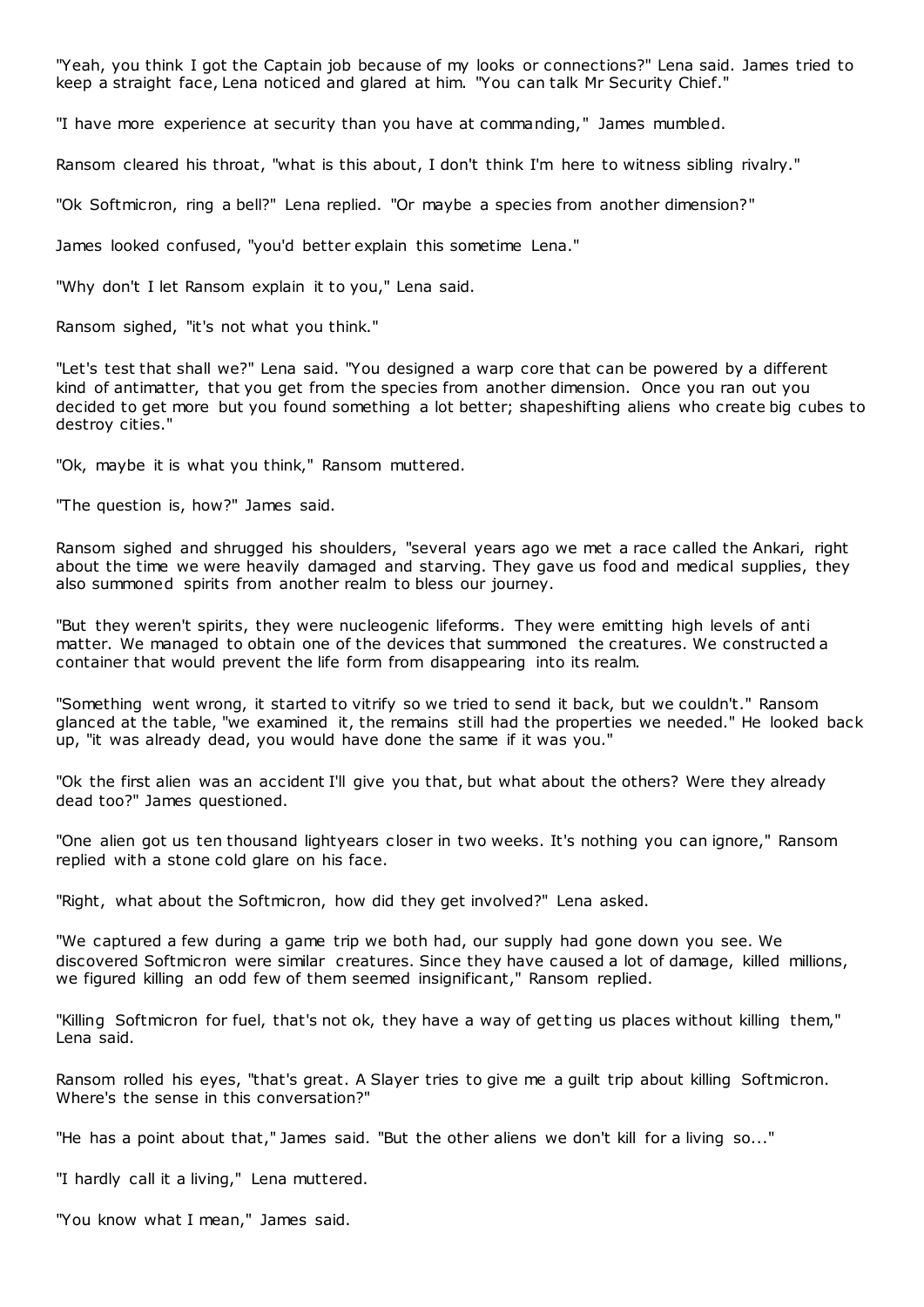"Yeah, you think I got the Captain job because of my looks or connections?" Lena said. James tried to keep a straight face, Lena noticed and glared at him. "You can talk Mr Security Chief."

"I have more experience at security than you have at commanding," James mumbled.

Ransom cleared his throat, "what is this about, I don't think I'm here to witness sibling rivalry."

"Ok Softmicron, ring a bell?" Lena replied. "Or maybe a species from another dimension?"

James looked confused, "you'd better explain this sometime Lena."

"Why don't I let Ransom explain it to you," Lena said.

Ransom sighed, "it's not what you think."

"Let's test that shall we?" Lena said. "You designed a warp core that can be powered by a different kind of antimatter, that you get from the species from another dimension. Once you ran out you decided to get more but you found something a lot better; shapeshifting aliens who create big cubes to destroy cities."

"Ok, maybe it is what you think," Ransom muttered.

"The question is, how?" James said.

Ransom sighed and shrugged his shoulders, "several years ago we met a race called the Ankari, right about the time we were heavily damaged and starving. They gave us food and medical supplies, they also summoned spirits from another realm to bless our journey.

"But they weren't spirits, they were nucleogenic lifeforms. They were emitting high levels of anti matter. We managed to obtain one of the devices that summoned the creatures. We constructed a container that would prevent the life form from disappearing into its realm.

"Something went wrong, it started to vitrify so we tried to send it back, but we couldn't." Ransom glanced at the table, "we examined it, the remains still had the properties we needed." He looked back up, "it was already dead, you would have done the same if it was you."

"Ok the first alien was an accident I'll give you that, but what about the others? Were they already dead too?" James questioned.

"One alien got us ten thousand lightyears closer in two weeks. It's nothing you can ignore," Ransom replied with a stone cold glare on his face.

"Right, what about the Softmicron, how did they get involved?" Lena asked.

"We captured a few during a game trip we both had, our supply had gone down you see. We discovered Softmicron were similar creatures. Since they have caused a lot of damage, killed millions, we figured killing an odd few of them seemed insignificant," Ransom replied.

"Killing Softmicron for fuel, that's not ok, they have a way of getting us places without killing them," Lena said.

Ransom rolled his eyes, "that's great. A Slayer tries to give me a guilt trip about killing Softmicron. Where's the sense in this conversation?"

"He has a point about that," James said. "But the other aliens we don't kill for a living so..."

"I hardly call it a living," Lena muttered.

"You know what I mean," James said.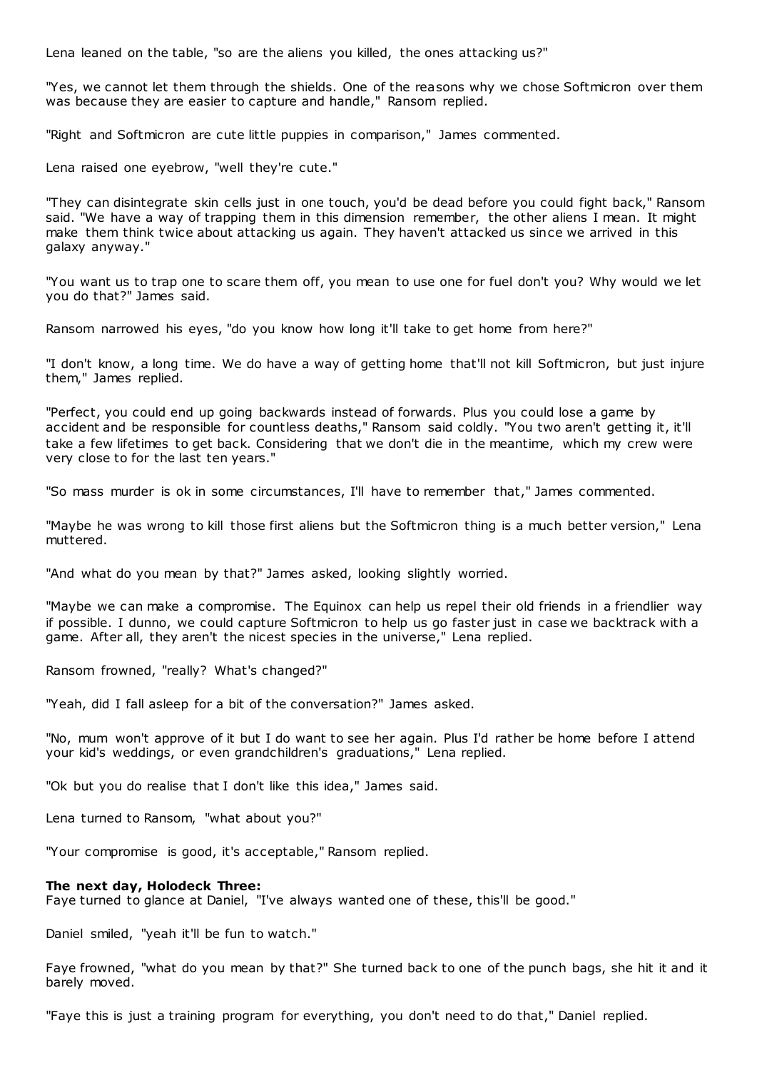Lena leaned on the table, "so are the aliens you killed, the ones attacking us?"

"Yes, we cannot let them through the shields. One of the reasons why we chose Softmicron over them was because they are easier to capture and handle," Ransom replied.

"Right and Softmicron are cute little puppies in comparison," James commented.

Lena raised one eyebrow, "well they're cute."

"They can disintegrate skin cells just in one touch, you'd be dead before you could fight back," Ransom said. "We have a way of trapping them in this dimension remember, the other aliens I mean. It might make them think twice about attacking us again. They haven't attacked us since we arrived in this galaxy anyway."

"You want us to trap one to scare them off, you mean to use one for fuel don't you? Why would we let you do that?" James said.

Ransom narrowed his eyes, "do you know how long it'll take to get home from here?"

"I don't know, a long time. We do have a way of getting home that'll not kill Softmicron, but just injure them," James replied.

"Perfect, you could end up going backwards instead of forwards. Plus you could lose a game by accident and be responsible for countless deaths," Ransom said coldly. "You two aren't getting it, it'll take a few lifetimes to get back. Considering that we don't die in the meantime, which my crew were very close to for the last ten years."

"So mass murder is ok in some circumstances, I'll have to remember that," James commented.

"Maybe he was wrong to kill those first aliens but the Softmicron thing is a much better version," Lena muttered.

"And what do you mean by that?" James asked, looking slightly worried.

"Maybe we can make a compromise. The Equinox can help us repel their old friends in a friendlier way if possible. I dunno, we could capture Softmicron to help us go faster just in case we backtrack with a game. After all, they aren't the nicest species in the universe," Lena replied.

Ransom frowned, "really? What's changed?"

"Yeah, did I fall asleep for a bit of the conversation?" James asked.

"No, mum won't approve of it but I do want to see her again. Plus I'd rather be home before I attend your kid's weddings, or even grandchildren's graduations," Lena replied.

"Ok but you do realise that I don't like this idea," James said.

Lena turned to Ransom, "what about you?"

"Your compromise is good, it's acceptable," Ransom replied.

**The next day, Holodeck Three:**
Faye turned to glance at Daniel, "I've always wanted one of these, this'll be good."

Daniel smiled, "yeah it'll be fun to watch."

Faye frowned, "what do you mean by that?" She turned back to one of the punch bags, she hit it and it barely moved.

"Faye this is just a training program for everything, you don't need to do that," Daniel replied.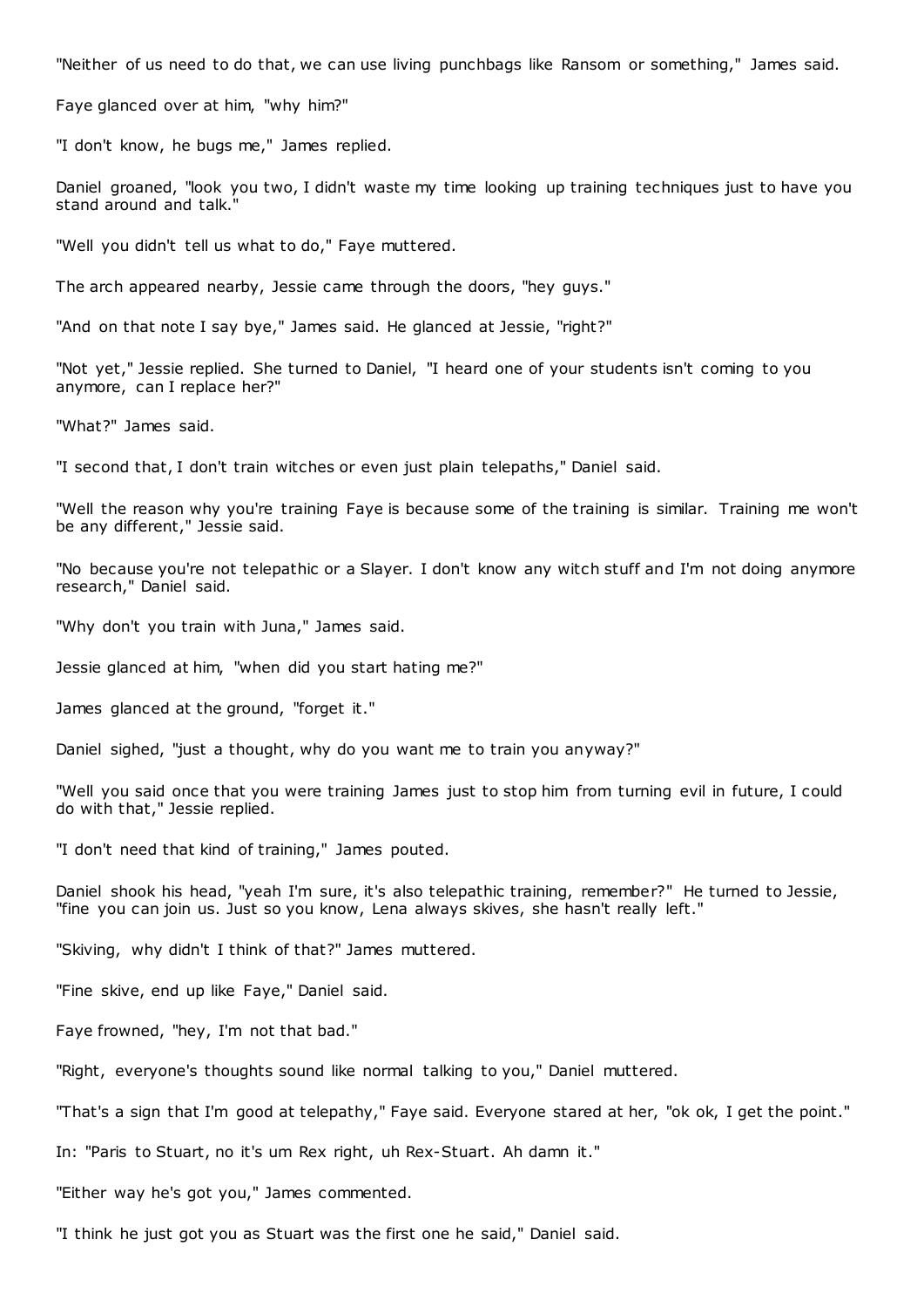"Neither of us need to do that, we can use living punchbags like Ransom or something," James said.

Faye glanced over at him, "why him?"

"I don't know, he bugs me," James replied.

Daniel groaned, "look you two, I didn't waste my time looking up training techniques just to have you stand around and talk."

"Well you didn't tell us what to do," Faye muttered.

The arch appeared nearby, Jessie came through the doors, "hey guys."

"And on that note I say bye," James said. He glanced at Jessie, "right?"

"Not yet," Jessie replied. She turned to Daniel, "I heard one of your students isn't coming to you anymore, can I replace her?"

"What?" James said.

"I second that, I don't train witches or even just plain telepaths," Daniel said.

"Well the reason why you're training Faye is because some of the training is similar. Training me won't be any different," Jessie said.

"No because you're not telepathic or a Slayer. I don't know any witch stuff and I'm not doing anymore research," Daniel said.

"Why don't you train with Juna," James said.

Jessie glanced at him, "when did you start hating me?"

James glanced at the ground, "forget it."

Daniel sighed, "just a thought, why do you want me to train you anyway?"

"Well you said once that you were training James just to stop him from turning evil in future, I could do with that," Jessie replied.

"I don't need that kind of training," James pouted.

Daniel shook his head, "yeah I'm sure, it's also telepathic training, remember?" He turned to Jessie, "fine you can join us. Just so you know, Lena always skives, she hasn't really left."

"Skiving, why didn't I think of that?" James muttered.

"Fine skive, end up like Faye," Daniel said.

Faye frowned, "hey, I'm not that bad."

"Right, everyone's thoughts sound like normal talking to you," Daniel muttered.

"That's a sign that I'm good at telepathy," Faye said. Everyone stared at her, "ok ok, I get the point."

In: "Paris to Stuart, no it's um Rex right, uh Rex-Stuart. Ah damn it."

"Either way he's got you," James commented.

"I think he just got you as Stuart was the first one he said," Daniel said.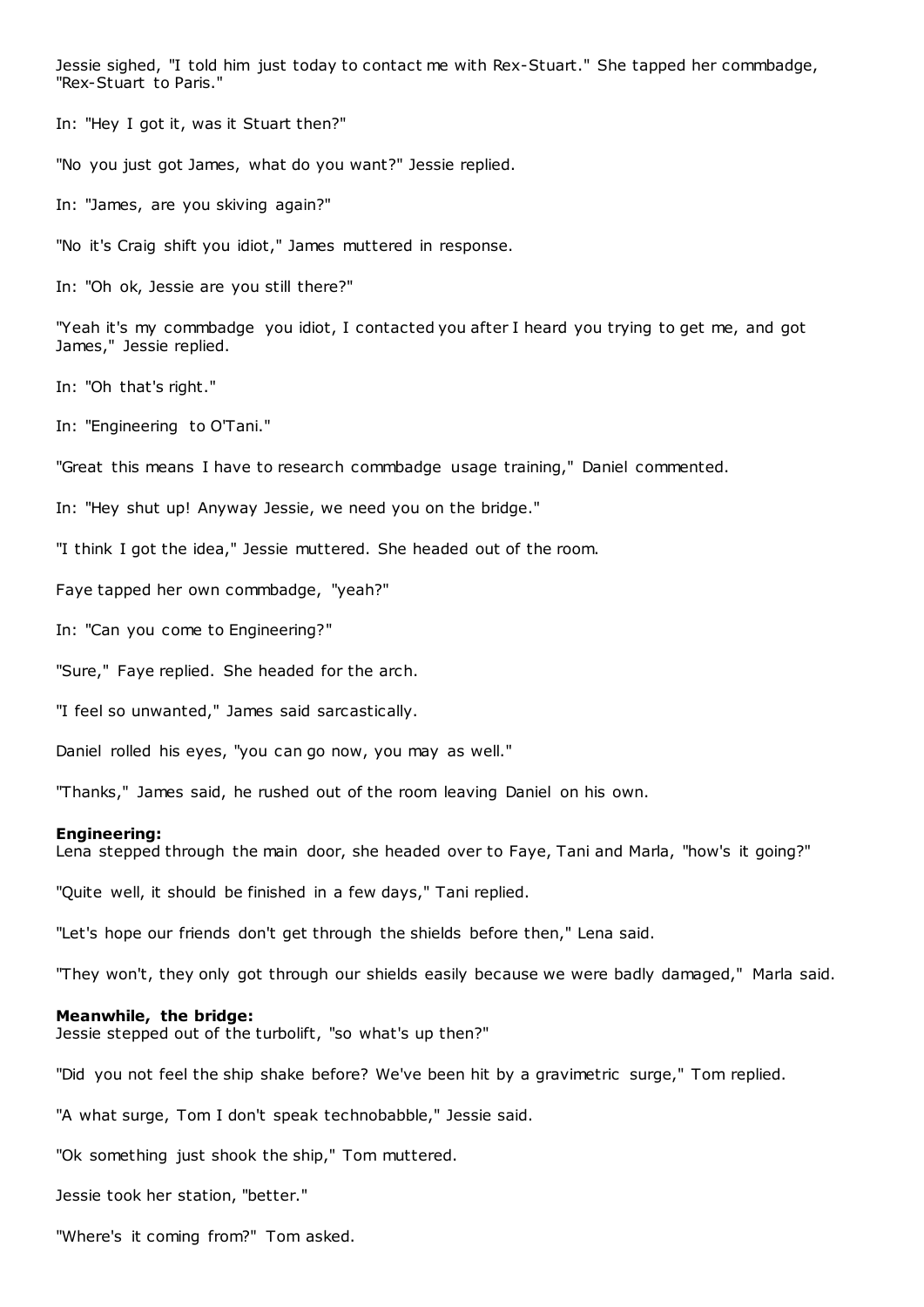Jessie sighed, "I told him just today to contact me with Rex-Stuart." She tapped her commbadge, "Rex-Stuart to Paris."

In: "Hey I got it, was it Stuart then?"

"No you just got James, what do you want?" Jessie replied.

In: "James, are you skiving again?"

"No it's Craig shift you idiot," James muttered in response.

In: "Oh ok, Jessie are you still there?"

"Yeah it's my commbadge you idiot, I contacted you after I heard you trying to get me, and got James," Jessie replied.

In: "Oh that's right."

In: "Engineering to O'Tani."

"Great this means I have to research commbadge usage training," Daniel commented.

In: "Hey shut up! Anyway Jessie, we need you on the bridge."

"I think I got the idea," Jessie muttered. She headed out of the room.

Faye tapped her own commbadge, "yeah?"

In: "Can you come to Engineering?"

"Sure," Faye replied. She headed for the arch.

"I feel so unwanted," James said sarcastically.

Daniel rolled his eyes, "you can go now, you may as well."

"Thanks," James said, he rushed out of the room leaving Daniel on his own.

**Engineering:**
Lena stepped through the main door, she headed over to Faye, Tani and Marla, "how's it going?"

"Quite well, it should be finished in a few days," Tani replied.

"Let's hope our friends don't get through the shields before then," Lena said.

"They won't, they only got through our shields easily because we were badly damaged," Marla said.

**Meanwhile, the bridge:**
Jessie stepped out of the turbolift, "so what's up then?"

"Did you not feel the ship shake before? We've been hit by a gravimetric surge," Tom replied.

"A what surge, Tom I don't speak technobabble," Jessie said.

"Ok something just shook the ship," Tom muttered.

Jessie took her station, "better."

"Where's it coming from?" Tom asked.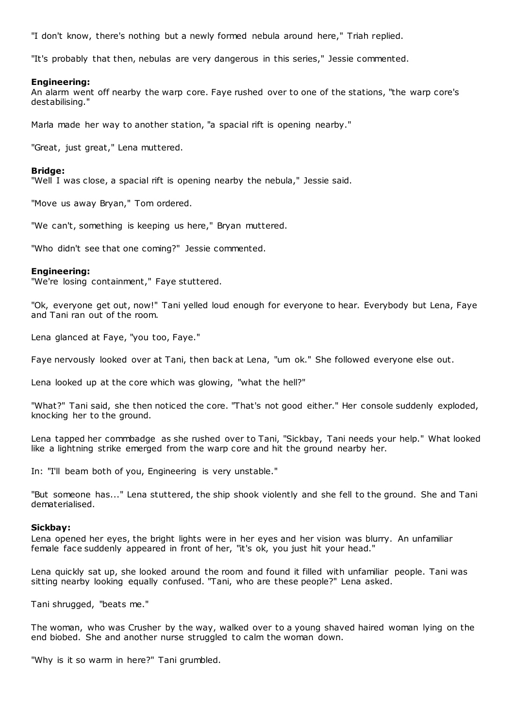"I don't know, there's nothing but a newly formed nebula around here," Triah replied.

"It's probably that then, nebulas are very dangerous in this series," Jessie commented.

**Engineering:**
An alarm went off nearby the warp core. Faye rushed over to one of the stations, "the warp core's destabilising."

Marla made her way to another station, "a spacial rift is opening nearby."

"Great, just great," Lena muttered.

**Bridge:**
"Well I was close, a spacial rift is opening nearby the nebula," Jessie said.

"Move us away Bryan," Tom ordered.

"We can't, something is keeping us here," Bryan muttered.

"Who didn't see that one coming?" Jessie commented.

**Engineering:**
"We're losing containment," Faye stuttered.

"Ok, everyone get out, now!" Tani yelled loud enough for everyone to hear. Everybody but Lena, Faye and Tani ran out of the room.

Lena glanced at Faye, "you too, Faye."

Faye nervously looked over at Tani, then back at Lena, "um ok." She followed everyone else out.

Lena looked up at the core which was glowing, "what the hell?"

"What?" Tani said, she then noticed the core. "That's not good either." Her console suddenly exploded, knocking her to the ground.

Lena tapped her commbadge as she rushed over to Tani, "Sickbay, Tani needs your help." What looked like a lightning strike emerged from the warp core and hit the ground nearby her.

In: "I'll beam both of you, Engineering is very unstable."

"But someone has..." Lena stuttered, the ship shook violently and she fell to the ground. She and Tani dematerialised.

**Sickbay:**
Lena opened her eyes, the bright lights were in her eyes and her vision was blurry. An unfamiliar female face suddenly appeared in front of her, "it's ok, you just hit your head."

Lena quickly sat up, she looked around the room and found it filled with unfamiliar people. Tani was sitting nearby looking equally confused. "Tani, who are these people?" Lena asked.

Tani shrugged, "beats me."

The woman, who was Crusher by the way, walked over to a young shaved haired woman lying on the end biobed. She and another nurse struggled to calm the woman down.

"Why is it so warm in here?" Tani grumbled.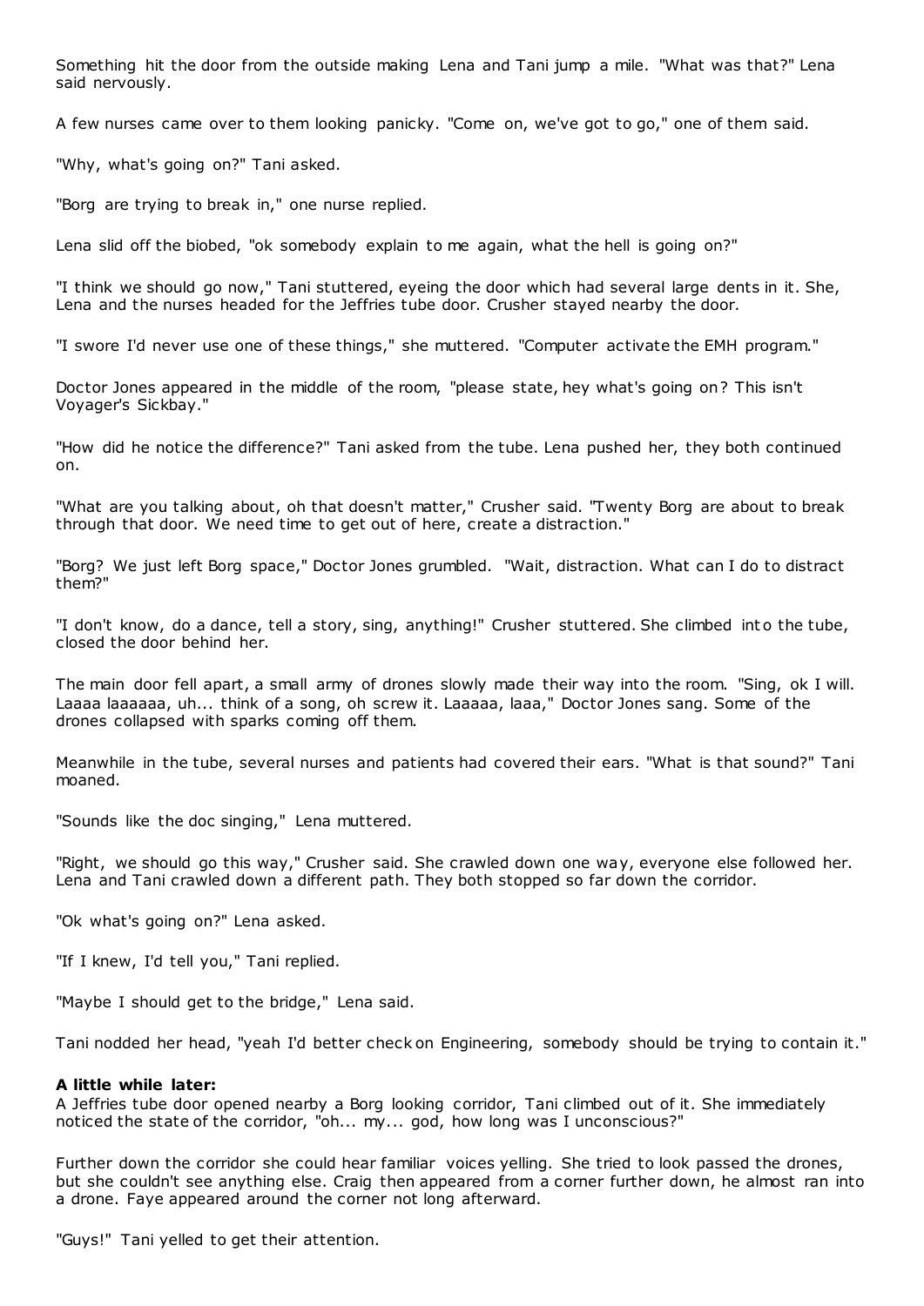Something hit the door from the outside making Lena and Tani jump a mile. "What was that?" Lena said nervously.

A few nurses came over to them looking panicky. "Come on, we've got to go," one of them said.

"Why, what's going on?" Tani asked.

"Borg are trying to break in," one nurse replied.

Lena slid off the biobed, "ok somebody explain to me again, what the hell is going on?"

"I think we should go now," Tani stuttered, eyeing the door which had several large dents in it. She, Lena and the nurses headed for the Jeffries tube door. Crusher stayed nearby the door.

"I swore I'd never use one of these things," she muttered. "Computer activate the EMH program."

Doctor Jones appeared in the middle of the room, "please state, hey what's going on? This isn't Voyager's Sickbay."

"How did he notice the difference?" Tani asked from the tube. Lena pushed her, they both continued on.

"What are you talking about, oh that doesn't matter," Crusher said. "Twenty Borg are about to break through that door. We need time to get out of here, create a distraction."

"Borg? We just left Borg space," Doctor Jones grumbled. "Wait, distraction. What can I do to distract them?"

"I don't know, do a dance, tell a story, sing, anything!" Crusher stuttered. She climbed into the tube, closed the door behind her.

The main door fell apart, a small army of drones slowly made their way into the room. "Sing, ok I will. Laaaa laaaaaa, uh... think of a song, oh screw it. Laaaaa, laaa," Doctor Jones sang. Some of the drones collapsed with sparks coming off them.

Meanwhile in the tube, several nurses and patients had covered their ears. "What is that sound?" Tani moaned.

"Sounds like the doc singing," Lena muttered.

"Right, we should go this way," Crusher said. She crawled down one way, everyone else followed her. Lena and Tani crawled down a different path. They both stopped so far down the corridor.

"Ok what's going on?" Lena asked.

"If I knew, I'd tell you," Tani replied.

"Maybe I should get to the bridge," Lena said.

Tani nodded her head, "yeah I'd better check on Engineering, somebody should be trying to contain it."

**A little while later:**
A Jeffries tube door opened nearby a Borg looking corridor, Tani climbed out of it. She immediately noticed the state of the corridor, "oh... my... god, how long was I unconscious?"

Further down the corridor she could hear familiar voices yelling. She tried to look passed the drones, but she couldn't see anything else. Craig then appeared from a corner further down, he almost ran into a drone. Faye appeared around the corner not long afterward.

"Guys!" Tani yelled to get their attention.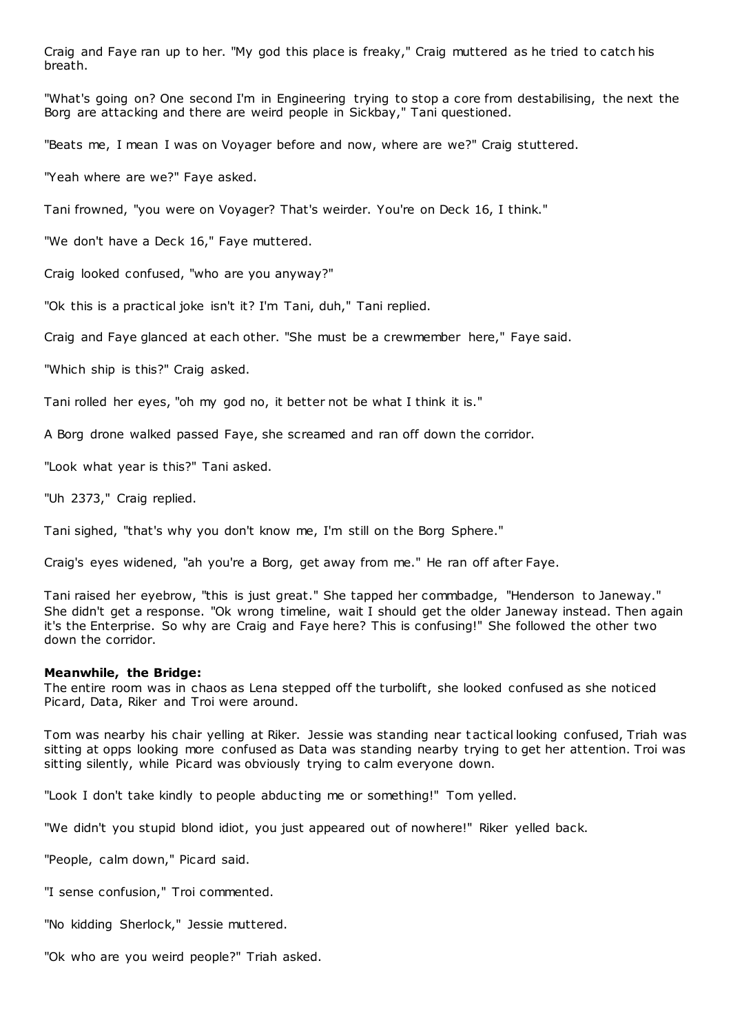Craig and Faye ran up to her. "My god this place is freaky," Craig muttered as he tried to catch his breath.

"What's going on? One second I'm in Engineering trying to stop a core from destabilising, the next the Borg are attacking and there are weird people in Sickbay," Tani questioned.

"Beats me, I mean I was on Voyager before and now, where are we?" Craig stuttered.

"Yeah where are we?" Faye asked.

Tani frowned, "you were on Voyager? That's weirder. You're on Deck 16, I think."

"We don't have a Deck 16," Faye muttered.

Craig looked confused, "who are you anyway?"

"Ok this is a practical joke isn't it? I'm Tani, duh," Tani replied.

Craig and Faye glanced at each other. "She must be a crewmember here," Faye said.

"Which ship is this?" Craig asked.

Tani rolled her eyes, "oh my god no, it better not be what I think it is."

A Borg drone walked passed Faye, she screamed and ran off down the corridor.

"Look what year is this?" Tani asked.

"Uh 2373," Craig replied.

Tani sighed, "that's why you don't know me, I'm still on the Borg Sphere."

Craig's eyes widened, "ah you're a Borg, get away from me." He ran off after Faye.

Tani raised her eyebrow, "this is just great." She tapped her commbadge, "Henderson to Janeway." She didn't get a response. "Ok wrong timeline, wait I should get the older Janeway instead. Then again it's the Enterprise. So why are Craig and Faye here? This is confusing!" She followed the other two down the corridor.

**Meanwhile, the Bridge:**
The entire room was in chaos as Lena stepped off the turbolift, she looked confused as she noticed Picard, Data, Riker and Troi were around.

Tom was nearby his chair yelling at Riker. Jessie was standing near tactical looking confused, Triah was sitting at opps looking more confused as Data was standing nearby trying to get her attention. Troi was sitting silently, while Picard was obviously trying to calm everyone down.

"Look I don't take kindly to people abducting me or something!" Tom yelled.

"We didn't you stupid blond idiot, you just appeared out of nowhere!" Riker yelled back.

"People, calm down," Picard said.

"I sense confusion," Troi commented.

"No kidding Sherlock," Jessie muttered.

"Ok who are you weird people?" Triah asked.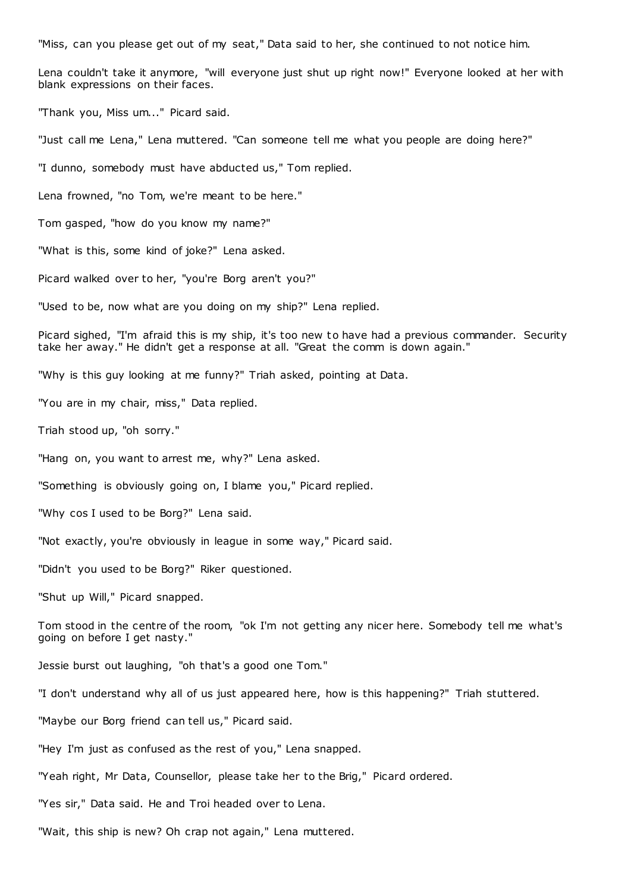"Miss, can you please get out of my seat," Data said to her, she continued to not notice him.

Lena couldn't take it anymore, "will everyone just shut up right now!" Everyone looked at her with blank expressions on their faces.

"Thank you, Miss um..." Picard said.

"Just call me Lena," Lena muttered. "Can someone tell me what you people are doing here?"

"I dunno, somebody must have abducted us," Tom replied.

Lena frowned, "no Tom, we're meant to be here."

Tom gasped, "how do you know my name?"

"What is this, some kind of joke?" Lena asked.

Picard walked over to her, "you're Borg aren't you?"

"Used to be, now what are you doing on my ship?" Lena replied.

Picard sighed, "I'm afraid this is my ship, it's too new to have had a previous commander. Security take her away." He didn't get a response at all. "Great the comm is down again."

"Why is this guy looking at me funny?" Triah asked, pointing at Data.

"You are in my chair, miss," Data replied.

Triah stood up, "oh sorry."

"Hang on, you want to arrest me, why?" Lena asked.

"Something is obviously going on, I blame you," Picard replied.

"Why cos I used to be Borg?" Lena said.

"Not exactly, you're obviously in league in some way," Picard said.

"Didn't you used to be Borg?" Riker questioned.

"Shut up Will," Picard snapped.

Tom stood in the centre of the room, "ok I'm not getting any nicer here. Somebody tell me what's going on before I get nasty."

Jessie burst out laughing, "oh that's a good one Tom."

"I don't understand why all of us just appeared here, how is this happening?" Triah stuttered.

"Maybe our Borg friend can tell us," Picard said.

"Hey I'm just as confused as the rest of you," Lena snapped.

"Yeah right, Mr Data, Counsellor, please take her to the Brig," Picard ordered.

"Yes sir," Data said. He and Troi headed over to Lena.

"Wait, this ship is new? Oh crap not again," Lena muttered.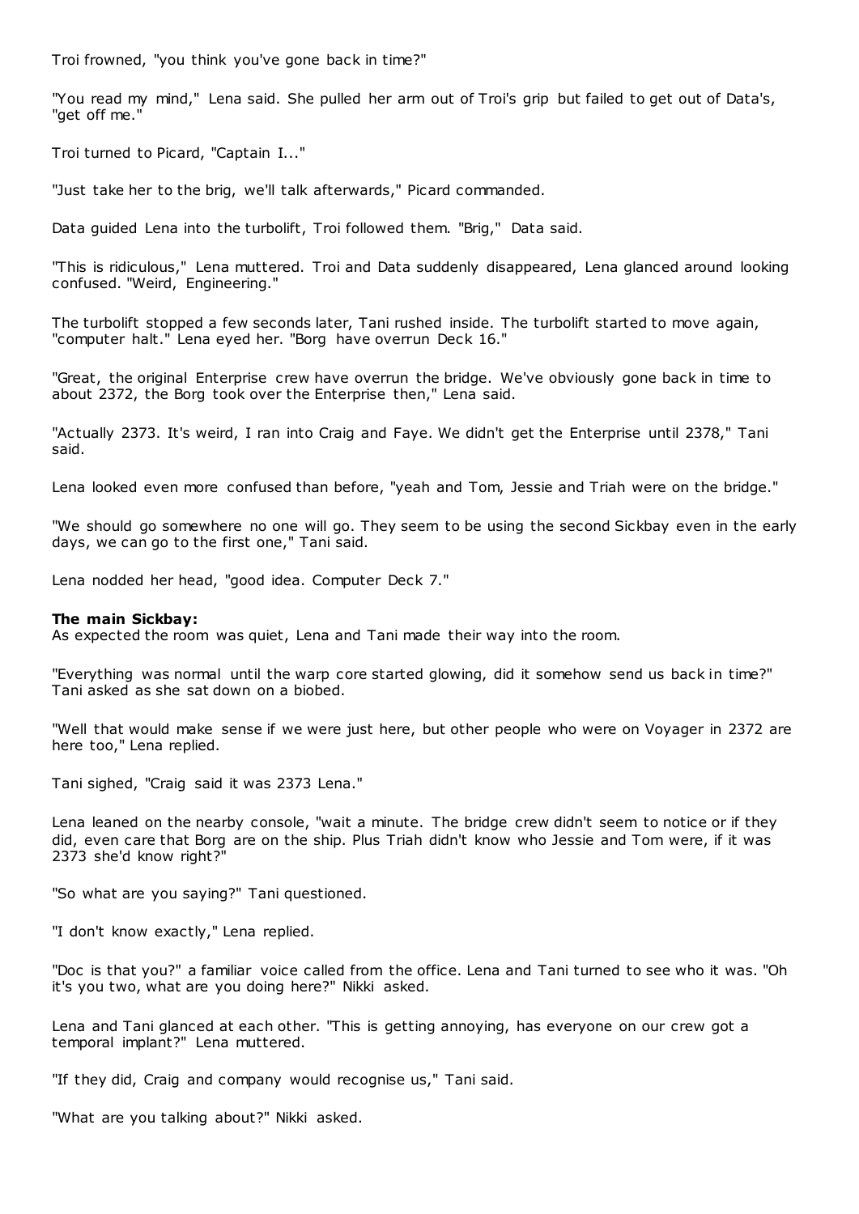Troi frowned, "you think you've gone back in time?"

"You read my mind," Lena said. She pulled her arm out of Troi's grip but failed to get out of Data's, "get off me."

Troi turned to Picard, "Captain I..."

"Just take her to the brig, we'll talk afterwards," Picard commanded.

Data guided Lena into the turbolift, Troi followed them. "Brig," Data said.

"This is ridiculous," Lena muttered. Troi and Data suddenly disappeared, Lena glanced around looking confused. "Weird, Engineering."

The turbolift stopped a few seconds later, Tani rushed inside. The turbolift started to move again, "computer halt." Lena eyed her. "Borg have overrun Deck 16."

"Great, the original Enterprise crew have overrun the bridge. We've obviously gone back in time to about 2372, the Borg took over the Enterprise then," Lena said.

"Actually 2373. It's weird, I ran into Craig and Faye. We didn't get the Enterprise until 2378," Tani said.

Lena looked even more confused than before, "yeah and Tom, Jessie and Triah were on the bridge."

"We should go somewhere no one will go. They seem to be using the second Sickbay even in the early days, we can go to the first one," Tani said.

Lena nodded her head, "good idea. Computer Deck 7."

**The main Sickbay:**
As expected the room was quiet, Lena and Tani made their way into the room.

"Everything was normal until the warp core started glowing, did it somehow send us back in time?" Tani asked as she sat down on a biobed.

"Well that would make sense if we were just here, but other people who were on Voyager in 2372 are here too," Lena replied.

Tani sighed, "Craig said it was 2373 Lena."

Lena leaned on the nearby console, "wait a minute. The bridge crew didn't seem to notice or if they did, even care that Borg are on the ship. Plus Triah didn't know who Jessie and Tom were, if it was 2373 she'd know right?"

"So what are you saying?" Tani questioned.

"I don't know exactly," Lena replied.

"Doc is that you?" a familiar voice called from the office. Lena and Tani turned to see who it was. "Oh it's you two, what are you doing here?" Nikki asked.

Lena and Tani glanced at each other. "This is getting annoying, has everyone on our crew got a temporal implant?" Lena muttered.

"If they did, Craig and company would recognise us," Tani said.

"What are you talking about?" Nikki asked.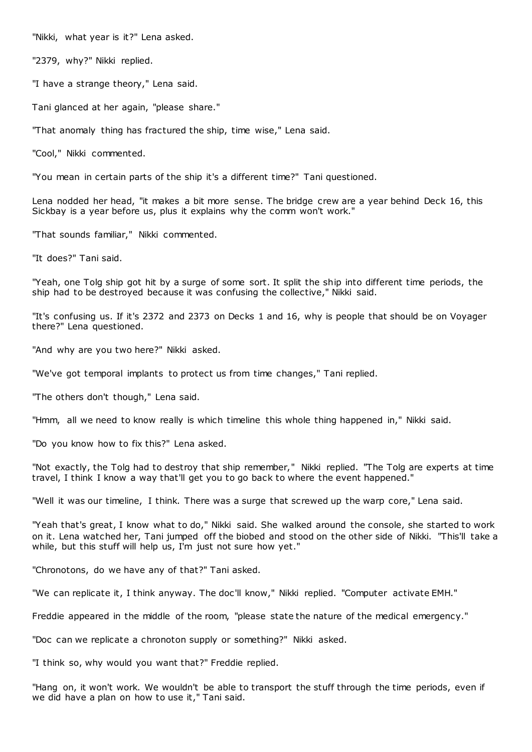"Nikki, what year is it?" Lena asked.

"2379, why?" Nikki replied.

"I have a strange theory," Lena said.

Tani glanced at her again, "please share."

"That anomaly thing has fractured the ship, time wise," Lena said.

"Cool," Nikki commented.

"You mean in certain parts of the ship it's a different time?" Tani questioned.

Lena nodded her head, "it makes a bit more sense. The bridge crew are a year behind Deck 16, this Sickbay is a year before us, plus it explains why the comm won't work."

"That sounds familiar," Nikki commented.

"It does?" Tani said.

"Yeah, one Tolg ship got hit by a surge of some sort. It split the ship into different time periods, the ship had to be destroyed because it was confusing the collective," Nikki said.

"It's confusing us. If it's 2372 and 2373 on Decks 1 and 16, why is people that should be on Voyager there?" Lena questioned.

"And why are you two here?" Nikki asked.

"We've got temporal implants to protect us from time changes," Tani replied.

"The others don't though," Lena said.

"Hmm, all we need to know really is which timeline this whole thing happened in," Nikki said.

"Do you know how to fix this?" Lena asked.

"Not exactly, the Tolg had to destroy that ship remember," Nikki replied. "The Tolg are experts at time travel, I think I know a way that'll get you to go back to where the event happened."

"Well it was our timeline, I think. There was a surge that screwed up the warp core," Lena said.

"Yeah that's great, I know what to do," Nikki said. She walked around the console, she started to work on it. Lena watched her, Tani jumped off the biobed and stood on the other side of Nikki. "This'll take a while, but this stuff will help us, I'm just not sure how yet."

"Chronotons, do we have any of that?" Tani asked.

"We can replicate it, I think anyway. The doc'll know," Nikki replied. "Computer activate EMH."

Freddie appeared in the middle of the room, "please state the nature of the medical emergency."

"Doc can we replicate a chronoton supply or something?" Nikki asked.

"I think so, why would you want that?" Freddie replied.

"Hang on, it won't work. We wouldn't be able to transport the stuff through the time periods, even if we did have a plan on how to use it," Tani said.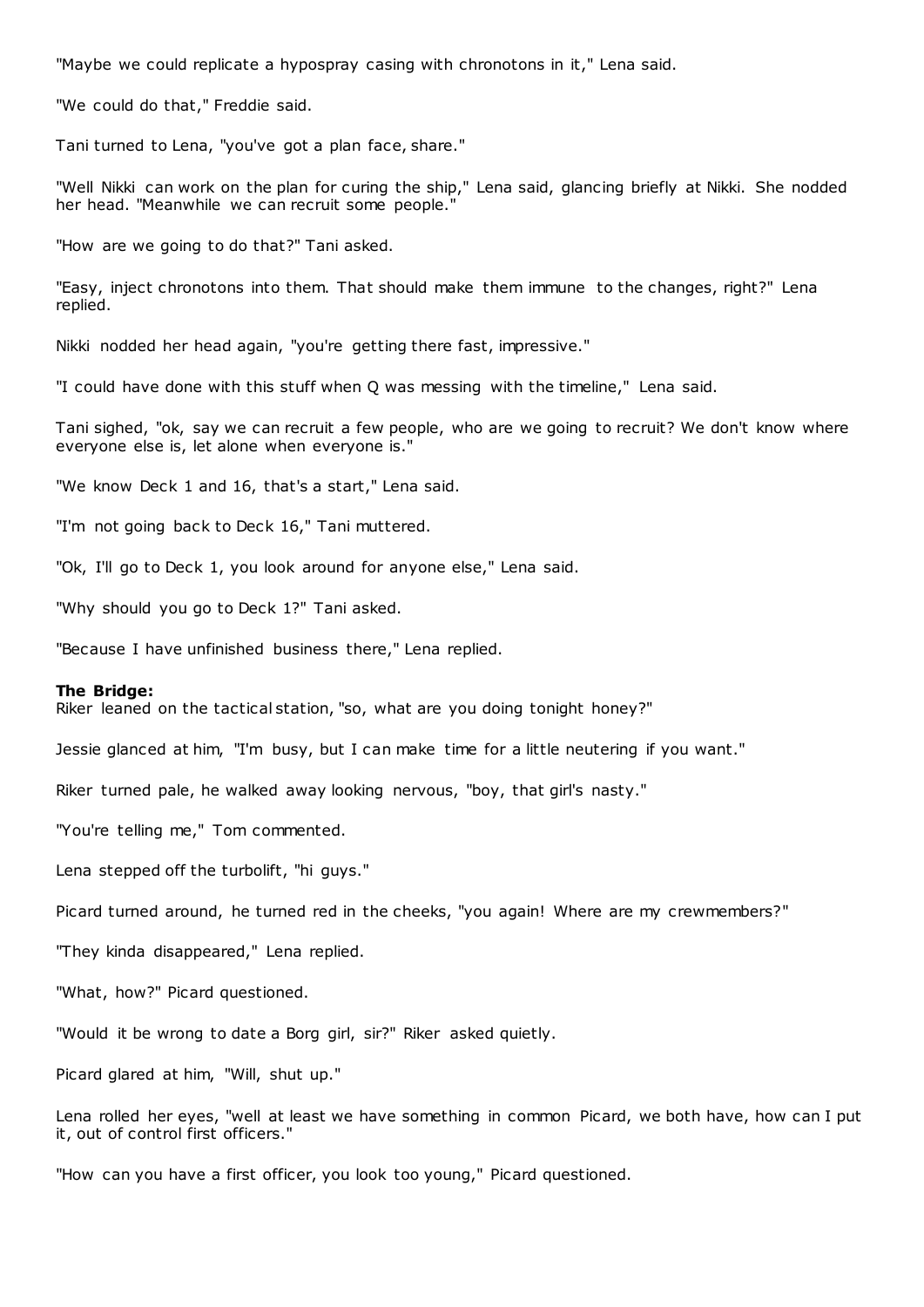"Maybe we could replicate a hypospray casing with chronotons in it," Lena said.

"We could do that," Freddie said.

Tani turned to Lena, "you've got a plan face, share."

"Well Nikki can work on the plan for curing the ship," Lena said, glancing briefly at Nikki. She nodded her head. "Meanwhile we can recruit some people."

"How are we going to do that?" Tani asked.

"Easy, inject chronotons into them. That should make them immune to the changes, right?" Lena replied.

Nikki nodded her head again, "you're getting there fast, impressive."

"I could have done with this stuff when Q was messing with the timeline," Lena said.

Tani sighed, "ok, say we can recruit a few people, who are we going to recruit? We don't know where everyone else is, let alone when everyone is."

"We know Deck 1 and 16, that's a start," Lena said.

"I'm not going back to Deck 16," Tani muttered.

"Ok, I'll go to Deck 1, you look around for anyone else," Lena said.

"Why should you go to Deck 1?" Tani asked.

"Because I have unfinished business there," Lena replied.

**The Bridge:**
Riker leaned on the tactical station, "so, what are you doing tonight honey?"

Jessie glanced at him, "I'm busy, but I can make time for a little neutering if you want."

Riker turned pale, he walked away looking nervous, "boy, that girl's nasty."

"You're telling me," Tom commented.

Lena stepped off the turbolift, "hi guys."

Picard turned around, he turned red in the cheeks, "you again! Where are my crewmembers?"

"They kinda disappeared," Lena replied.

"What, how?" Picard questioned.

"Would it be wrong to date a Borg girl, sir?" Riker asked quietly.

Picard glared at him, "Will, shut up."

Lena rolled her eyes, "well at least we have something in common Picard, we both have, how can I put it, out of control first officers."

"How can you have a first officer, you look too young," Picard questioned.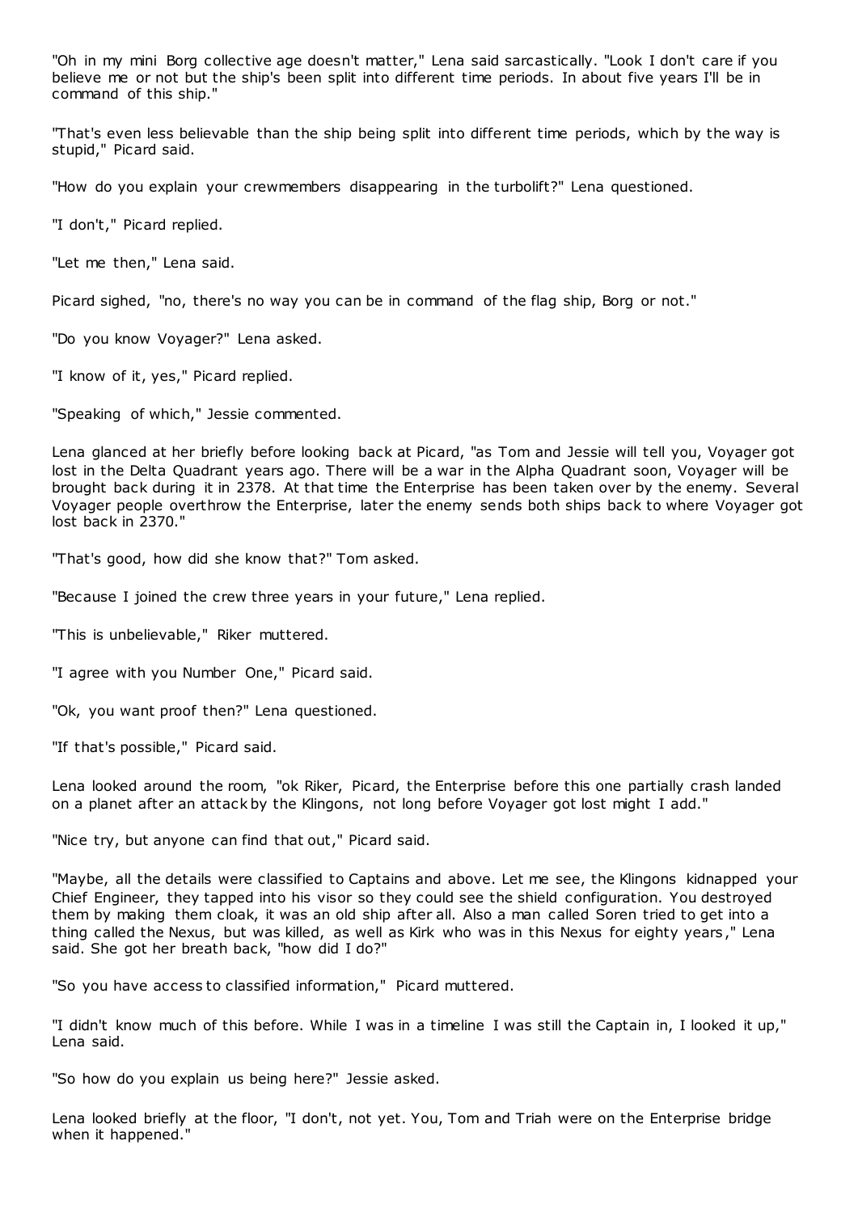"Oh in my mini Borg collective age doesn't matter," Lena said sarcastically. "Look I don't care if you believe me or not but the ship's been split into different time periods. In about five years I'll be in command of this ship."

"That's even less believable than the ship being split into different time periods, which by the way is stupid," Picard said.

"How do you explain your crewmembers disappearing in the turbolift?" Lena questioned.

"I don't," Picard replied.

"Let me then," Lena said.

Picard sighed, "no, there's no way you can be in command of the flag ship, Borg or not."

"Do you know Voyager?" Lena asked.

"I know of it, yes," Picard replied.

"Speaking of which," Jessie commented.

Lena glanced at her briefly before looking back at Picard, "as Tom and Jessie will tell you, Voyager got lost in the Delta Quadrant years ago. There will be a war in the Alpha Quadrant soon, Voyager will be brought back during it in 2378. At that time the Enterprise has been taken over by the enemy. Several Voyager people overthrow the Enterprise, later the enemy sends both ships back to where Voyager got lost back in 2370."

"That's good, how did she know that?" Tom asked.

"Because I joined the crew three years in your future," Lena replied.

"This is unbelievable," Riker muttered.

"I agree with you Number One," Picard said.

"Ok, you want proof then?" Lena questioned.

"If that's possible," Picard said.

Lena looked around the room, "ok Riker, Picard, the Enterprise before this one partially crash landed on a planet after an attack by the Klingons, not long before Voyager got lost might I add."

"Nice try, but anyone can find that out," Picard said.

"Maybe, all the details were classified to Captains and above. Let me see, the Klingons kidnapped your Chief Engineer, they tapped into his visor so they could see the shield configuration. You destroyed them by making them cloak, it was an old ship after all. Also a man called Soren tried to get into a thing called the Nexus, but was killed, as well as Kirk who was in this Nexus for eighty years," Lena said. She got her breath back, "how did I do?"

"So you have access to classified information," Picard muttered.

"I didn't know much of this before. While I was in a timeline I was still the Captain in, I looked it up," Lena said.

"So how do you explain us being here?" Jessie asked.

Lena looked briefly at the floor, "I don't, not yet. You, Tom and Triah were on the Enterprise bridge when it happened."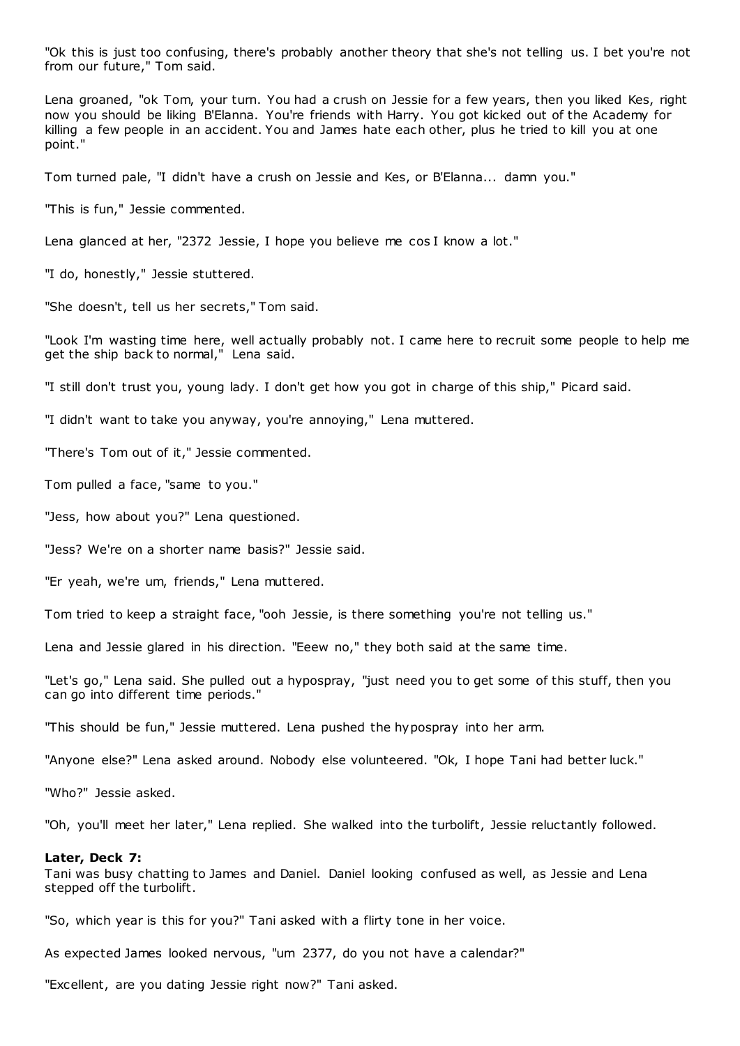"Ok this is just too confusing, there's probably another theory that she's not telling us. I bet you're not from our future," Tom said.

Lena groaned, "ok Tom, your turn. You had a crush on Jessie for a few years, then you liked Kes, right now you should be liking B'Elanna. You're friends with Harry. You got kicked out of the Academy for killing a few people in an accident. You and James hate each other, plus he tried to kill you at one point."

Tom turned pale, "I didn't have a crush on Jessie and Kes, or B'Elanna... damn you."

"This is fun," Jessie commented.

Lena glanced at her, "2372 Jessie, I hope you believe me cos I know a lot."

"I do, honestly," Jessie stuttered.

"She doesn't, tell us her secrets," Tom said.

"Look I'm wasting time here, well actually probably not. I came here to recruit some people to help me get the ship back to normal," Lena said.

"I still don't trust you, young lady. I don't get how you got in charge of this ship," Picard said.

"I didn't want to take you anyway, you're annoying," Lena muttered.

"There's Tom out of it," Jessie commented.

Tom pulled a face, "same to you."

"Jess, how about you?" Lena questioned.

"Jess? We're on a shorter name basis?" Jessie said.

"Er yeah, we're um, friends," Lena muttered.

Tom tried to keep a straight face, "ooh Jessie, is there something you're not telling us."

Lena and Jessie glared in his direction. "Eeew no," they both said at the same time.

"Let's go," Lena said. She pulled out a hypospray, "just need you to get some of this stuff, then you can go into different time periods."

"This should be fun," Jessie muttered. Lena pushed the hypospray into her arm.

"Anyone else?" Lena asked around. Nobody else volunteered. "Ok, I hope Tani had better luck."

"Who?" Jessie asked.

"Oh, you'll meet her later," Lena replied. She walked into the turbolift, Jessie reluctantly followed.

**Later, Deck 7:**
Tani was busy chatting to James and Daniel. Daniel looking confused as well, as Jessie and Lena stepped off the turbolift.

"So, which year is this for you?" Tani asked with a flirty tone in her voice.

As expected James looked nervous, "um 2377, do you not have a calendar?"

"Excellent, are you dating Jessie right now?" Tani asked.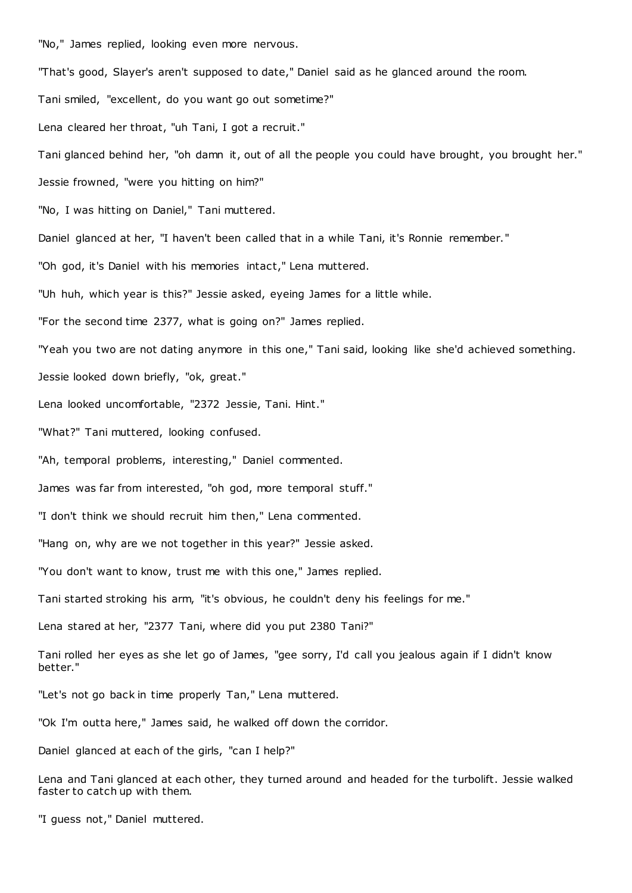"No," James replied, looking even more nervous.

"That's good, Slayer's aren't supposed to date," Daniel said as he glanced around the room.

Tani smiled, "excellent, do you want go out sometime?"

Lena cleared her throat, "uh Tani, I got a recruit."

Tani glanced behind her, "oh damn it, out of all the people you could have brought, you brought her."

Jessie frowned, "were you hitting on him?"

"No, I was hitting on Daniel," Tani muttered.

Daniel glanced at her, "I haven't been called that in a while Tani, it's Ronnie remember."

"Oh god, it's Daniel with his memories intact," Lena muttered.

"Uh huh, which year is this?" Jessie asked, eyeing James for a little while.

"For the second time 2377, what is going on?" James replied.

"Yeah you two are not dating anymore in this one," Tani said, looking like she'd achieved something.

Jessie looked down briefly, "ok, great."

Lena looked uncomfortable, "2372 Jessie, Tani. Hint."

"What?" Tani muttered, looking confused.

"Ah, temporal problems, interesting," Daniel commented.

James was far from interested, "oh god, more temporal stuff."

"I don't think we should recruit him then," Lena commented.

"Hang on, why are we not together in this year?" Jessie asked.

"You don't want to know, trust me with this one," James replied.

Tani started stroking his arm, "it's obvious, he couldn't deny his feelings for me."

Lena stared at her, "2377 Tani, where did you put 2380 Tani?"

Tani rolled her eyes as she let go of James, "gee sorry, I'd call you jealous again if I didn't know better."

"Let's not go back in time properly Tan," Lena muttered.

"Ok I'm outta here," James said, he walked off down the corridor.

Daniel glanced at each of the girls, "can I help?"

Lena and Tani glanced at each other, they turned around and headed for the turbolift. Jessie walked faster to catch up with them.

"I guess not," Daniel muttered.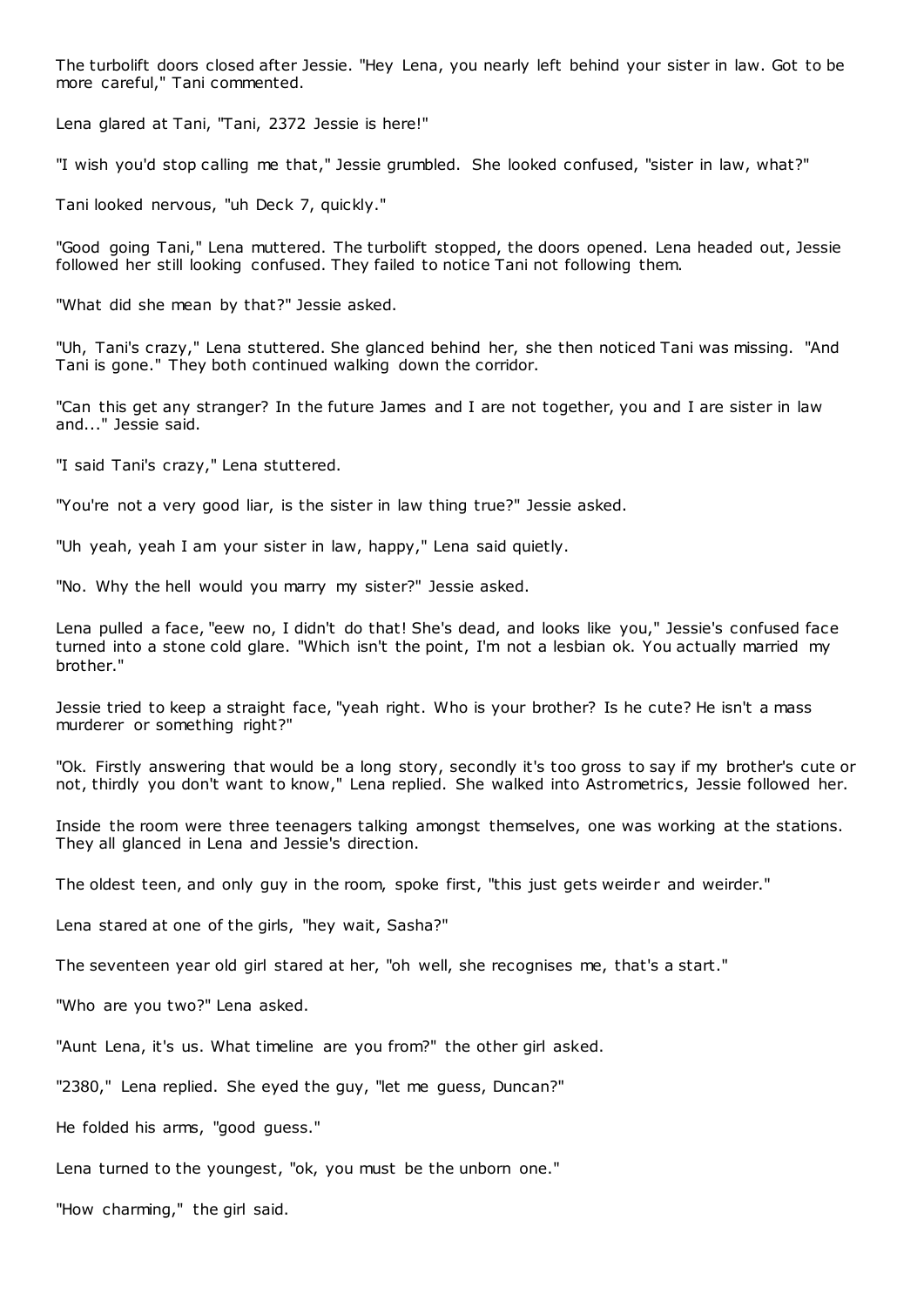The turbolift doors closed after Jessie. "Hey Lena, you nearly left behind your sister in law. Got to be more careful," Tani commented.

Lena glared at Tani, "Tani, 2372 Jessie is here!"

"I wish you'd stop calling me that," Jessie grumbled. She looked confused, "sister in law, what?"

Tani looked nervous, "uh Deck 7, quickly."

"Good going Tani," Lena muttered. The turbolift stopped, the doors opened. Lena headed out, Jessie followed her still looking confused. They failed to notice Tani not following them.

"What did she mean by that?" Jessie asked.

"Uh, Tani's crazy," Lena stuttered. She glanced behind her, she then noticed Tani was missing. "And Tani is gone." They both continued walking down the corridor.

"Can this get any stranger? In the future James and I are not together, you and I are sister in law and..." Jessie said.

"I said Tani's crazy," Lena stuttered.

"You're not a very good liar, is the sister in law thing true?" Jessie asked.

"Uh yeah, yeah I am your sister in law, happy," Lena said quietly.

"No. Why the hell would you marry my sister?" Jessie asked.

Lena pulled a face, "eew no, I didn't do that! She's dead, and looks like you," Jessie's confused face turned into a stone cold glare. "Which isn't the point, I'm not a lesbian ok. You actually married my brother."

Jessie tried to keep a straight face, "yeah right. Who is your brother? Is he cute? He isn't a mass murderer or something right?"

"Ok. Firstly answering that would be a long story, secondly it's too gross to say if my brother's cute or not, thirdly you don't want to know," Lena replied. She walked into Astrometrics, Jessie followed her.

Inside the room were three teenagers talking amongst themselves, one was working at the stations. They all glanced in Lena and Jessie's direction.

The oldest teen, and only guy in the room, spoke first, "this just gets weirder and weirder."

Lena stared at one of the girls, "hey wait, Sasha?"

The seventeen year old girl stared at her, "oh well, she recognises me, that's a start."

"Who are you two?" Lena asked.

"Aunt Lena, it's us. What timeline are you from?" the other girl asked.

"2380," Lena replied. She eyed the guy, "let me guess, Duncan?"

He folded his arms, "good guess."

Lena turned to the youngest, "ok, you must be the unborn one."

"How charming," the girl said.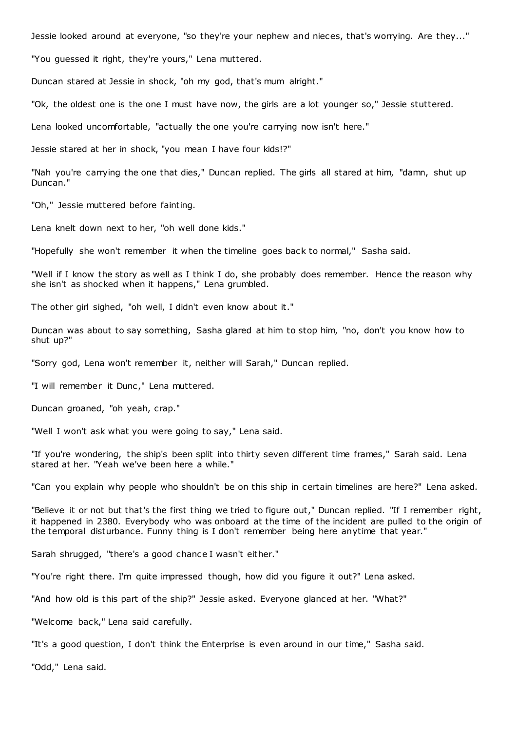Jessie looked around at everyone, "so they're your nephew and nieces, that's worrying. Are they..."

"You guessed it right, they're yours," Lena muttered.

Duncan stared at Jessie in shock, "oh my god, that's mum alright."

"Ok, the oldest one is the one I must have now, the girls are a lot younger so," Jessie stuttered.

Lena looked uncomfortable, "actually the one you're carrying now isn't here."

Jessie stared at her in shock, "you mean I have four kids!?"

"Nah you're carrying the one that dies," Duncan replied. The girls all stared at him, "damn, shut up Duncan."

"Oh," Jessie muttered before fainting.

Lena knelt down next to her, "oh well done kids."

"Hopefully she won't remember it when the timeline goes back to normal," Sasha said.

"Well if I know the story as well as I think I do, she probably does remember. Hence the reason why she isn't as shocked when it happens," Lena grumbled.

The other girl sighed, "oh well, I didn't even know about it."

Duncan was about to say something, Sasha glared at him to stop him, "no, don't you know how to shut up?"

"Sorry god, Lena won't remember it, neither will Sarah," Duncan replied.

"I will remember it Dunc," Lena muttered.

Duncan groaned, "oh yeah, crap."

"Well I won't ask what you were going to say," Lena said.

"If you're wondering, the ship's been split into thirty seven different time frames," Sarah said. Lena stared at her. "Yeah we've been here a while."

"Can you explain why people who shouldn't be on this ship in certain timelines are here?" Lena asked.

"Believe it or not but that's the first thing we tried to figure out," Duncan replied. "If I remember right, it happened in 2380. Everybody who was onboard at the time of the incident are pulled to the origin of the temporal disturbance. Funny thing is I don't remember being here anytime that year."

Sarah shrugged, "there's a good chance I wasn't either."

"You're right there. I'm quite impressed though, how did you figure it out?" Lena asked.

"And how old is this part of the ship?" Jessie asked. Everyone glanced at her. "What?"

"Welcome back," Lena said carefully.

"It's a good question, I don't think the Enterprise is even around in our time," Sasha said.

"Odd," Lena said.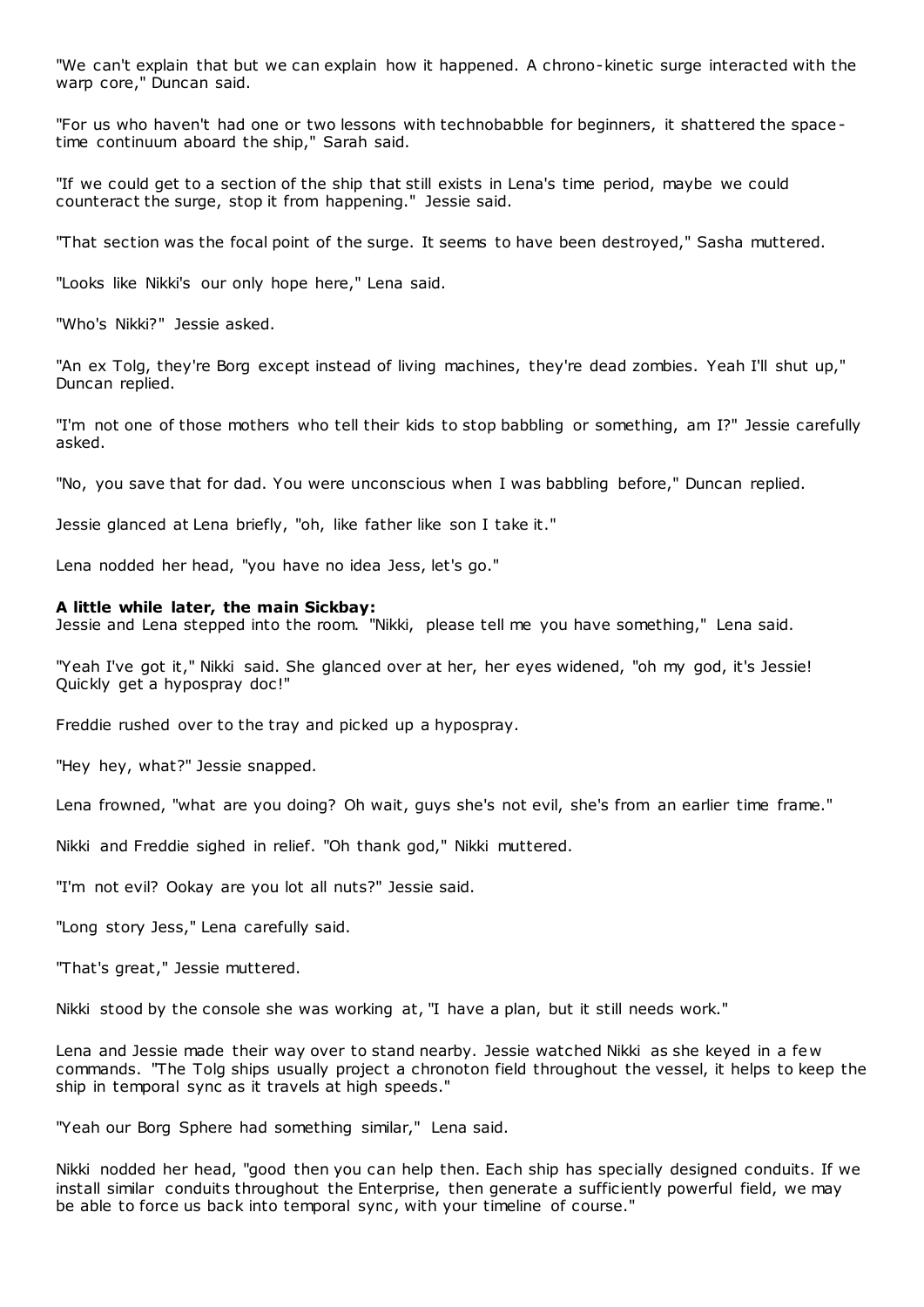"We can't explain that but we can explain how it happened. A chrono-kinetic surge interacted with the warp core," Duncan said.

"For us who haven't had one or two lessons with technobabble for beginners, it shattered the space-time continuum aboard the ship," Sarah said.

"If we could get to a section of the ship that still exists in Lena's time period, maybe we could counteract the surge, stop it from happening." Jessie said.

"That section was the focal point of the surge. It seems to have been destroyed," Sasha muttered.

"Looks like Nikki's our only hope here," Lena said.

"Who's Nikki?" Jessie asked.

"An ex Tolg, they're Borg except instead of living machines, they're dead zombies. Yeah I'll shut up," Duncan replied.

"I'm not one of those mothers who tell their kids to stop babbling or something, am I?" Jessie carefully asked.

"No, you save that for dad. You were unconscious when I was babbling before," Duncan replied.

Jessie glanced at Lena briefly, "oh, like father like son I take it."

Lena nodded her head, "you have no idea Jess, let's go."

**A little while later, the main Sickbay:**
Jessie and Lena stepped into the room. "Nikki, please tell me you have something," Lena said.

"Yeah I've got it," Nikki said. She glanced over at her, her eyes widened, "oh my god, it's Jessie! Quickly get a hypospray doc!"

Freddie rushed over to the tray and picked up a hypospray.

"Hey hey, what?" Jessie snapped.

Lena frowned, "what are you doing? Oh wait, guys she's not evil, she's from an earlier time frame."

Nikki and Freddie sighed in relief. "Oh thank god," Nikki muttered.

"I'm not evil? Ookay are you lot all nuts?" Jessie said.

"Long story Jess," Lena carefully said.

"That's great," Jessie muttered.

Nikki stood by the console she was working at, "I have a plan, but it still needs work."

Lena and Jessie made their way over to stand nearby. Jessie watched Nikki as she keyed in a few commands. "The Tolg ships usually project a chronoton field throughout the vessel, it helps to keep the ship in temporal sync as it travels at high speeds."

"Yeah our Borg Sphere had something similar," Lena said.

Nikki nodded her head, "good then you can help then. Each ship has specially designed conduits. If we install similar conduits throughout the Enterprise, then generate a sufficiently powerful field, we may be able to force us back into temporal sync, with your timeline of course."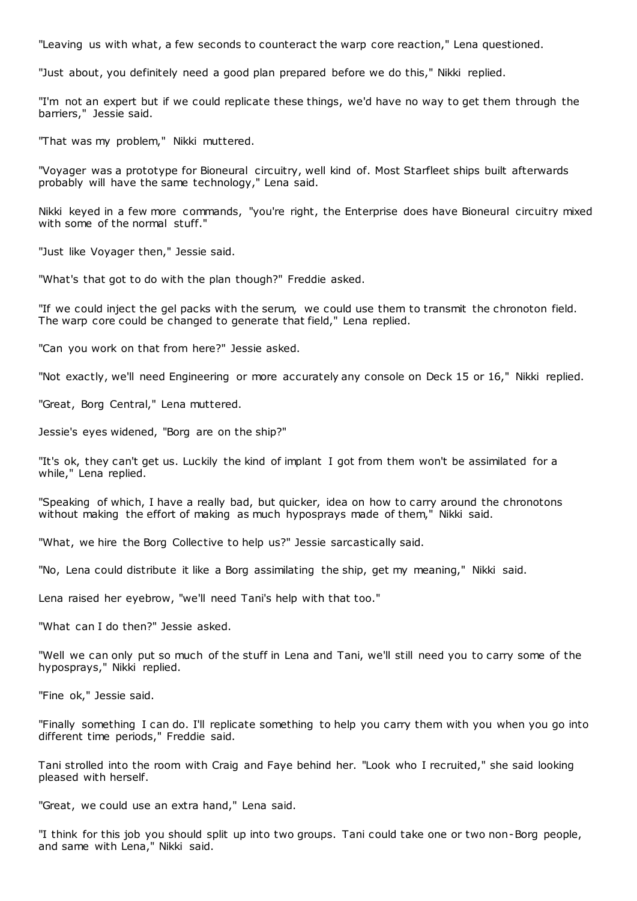"Leaving us with what, a few seconds to counteract the warp core reaction," Lena questioned.

"Just about, you definitely need a good plan prepared before we do this," Nikki replied.

"I'm not an expert but if we could replicate these things, we'd have no way to get them through the barriers," Jessie said.

"That was my problem," Nikki muttered.

"Voyager was a prototype for Bioneural circuitry, well kind of. Most Starfleet ships built afterwards probably will have the same technology," Lena said.

Nikki keyed in a few more commands, "you're right, the Enterprise does have Bioneural circuitry mixed with some of the normal stuff."

"Just like Voyager then," Jessie said.

"What's that got to do with the plan though?" Freddie asked.

"If we could inject the gel packs with the serum, we could use them to transmit the chronoton field. The warp core could be changed to generate that field," Lena replied.

"Can you work on that from here?" Jessie asked.

"Not exactly, we'll need Engineering or more accurately any console on Deck 15 or 16," Nikki replied.

"Great, Borg Central," Lena muttered.

Jessie's eyes widened, "Borg are on the ship?"

"It's ok, they can't get us. Luckily the kind of implant I got from them won't be assimilated for a while," Lena replied.

"Speaking of which, I have a really bad, but quicker, idea on how to carry around the chronotons without making the effort of making as much hyposprays made of them," Nikki said.

"What, we hire the Borg Collective to help us?" Jessie sarcastically said.

"No, Lena could distribute it like a Borg assimilating the ship, get my meaning," Nikki said.

Lena raised her eyebrow, "we'll need Tani's help with that too."

"What can I do then?" Jessie asked.

"Well we can only put so much of the stuff in Lena and Tani, we'll still need you to carry some of the hyposprays," Nikki replied.

"Fine ok," Jessie said.

"Finally something I can do. I'll replicate something to help you carry them with you when you go into different time periods," Freddie said.

Tani strolled into the room with Craig and Faye behind her. "Look who I recruited," she said looking pleased with herself.

"Great, we could use an extra hand," Lena said.

"I think for this job you should split up into two groups. Tani could take one or two non-Borg people, and same with Lena," Nikki said.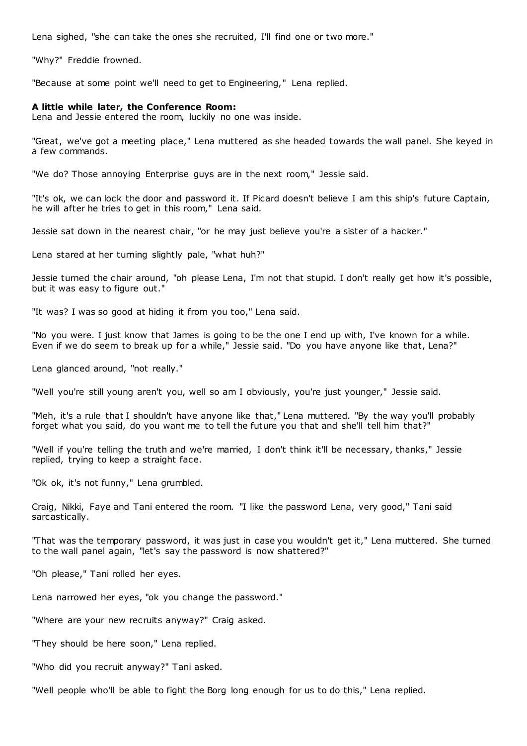Lena sighed, "she can take the ones she recruited, I'll find one or two more."

"Why?" Freddie frowned.

"Because at some point we'll need to get to Engineering," Lena replied.

**A little while later, the Conference Room:**
Lena and Jessie entered the room, luckily no one was inside.

"Great, we've got a meeting place," Lena muttered as she headed towards the wall panel. She keyed in a few commands.

"We do? Those annoying Enterprise guys are in the next room," Jessie said.

"It's ok, we can lock the door and password it. If Picard doesn't believe I am this ship's future Captain, he will after he tries to get in this room," Lena said.

Jessie sat down in the nearest chair, "or he may just believe you're a sister of a hacker."

Lena stared at her turning slightly pale, "what huh?"

Jessie turned the chair around, "oh please Lena, I'm not that stupid. I don't really get how it's possible, but it was easy to figure out."

"It was? I was so good at hiding it from you too," Lena said.

"No you were. I just know that James is going to be the one I end up with, I've known for a while. Even if we do seem to break up for a while," Jessie said. "Do you have anyone like that, Lena?"

Lena glanced around, "not really."

"Well you're still young aren't you, well so am I obviously, you're just younger," Jessie said.

"Meh, it's a rule that I shouldn't have anyone like that," Lena muttered. "By the way you'll probably forget what you said, do you want me to tell the future you that and she'll tell him that?"

"Well if you're telling the truth and we're married, I don't think it'll be necessary, thanks," Jessie replied, trying to keep a straight face.

"Ok ok, it's not funny," Lena grumbled.

Craig, Nikki, Faye and Tani entered the room. "I like the password Lena, very good," Tani said sarcastically.

"That was the temporary password, it was just in case you wouldn't get it," Lena muttered. She turned to the wall panel again, "let's say the password is now shattered?"

"Oh please," Tani rolled her eyes.

Lena narrowed her eyes, "ok you change the password."

"Where are your new recruits anyway?" Craig asked.

"They should be here soon," Lena replied.

"Who did you recruit anyway?" Tani asked.

"Well people who'll be able to fight the Borg long enough for us to do this," Lena replied.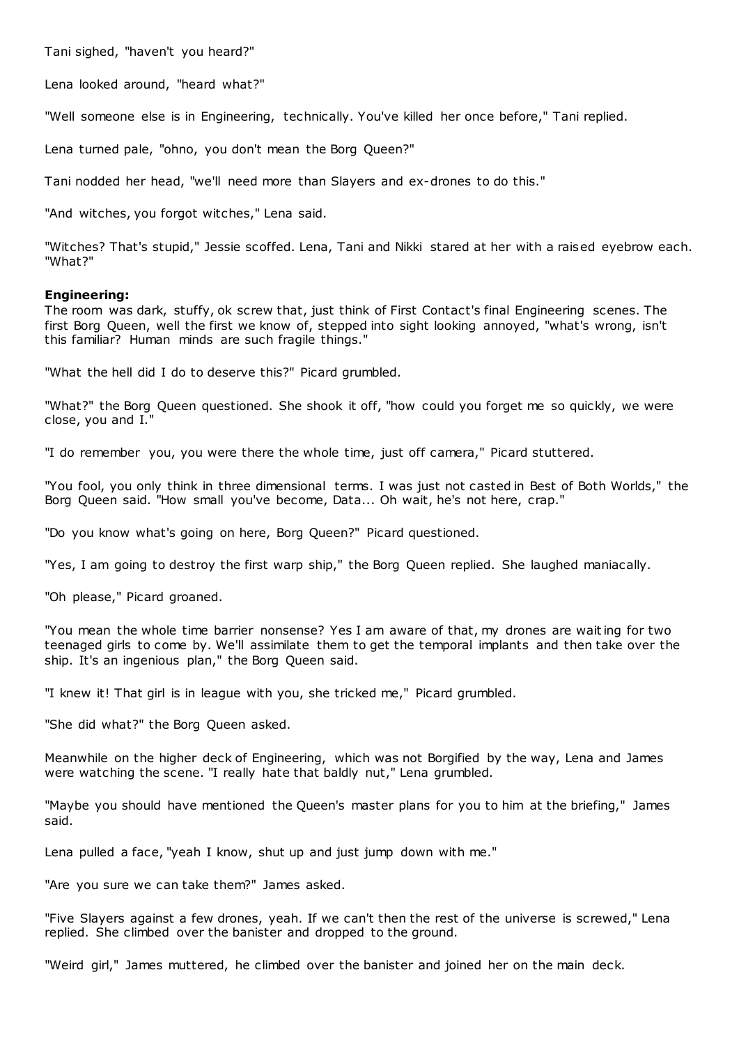Tani sighed, "haven't you heard?"

Lena looked around, "heard what?"

"Well someone else is in Engineering, technically. You've killed her once before," Tani replied.

Lena turned pale, "ohno, you don't mean the Borg Queen?"

Tani nodded her head, "we'll need more than Slayers and ex-drones to do this."

"And witches, you forgot witches," Lena said.

"Witches? That's stupid," Jessie scoffed. Lena, Tani and Nikki stared at her with a raised eyebrow each. "What?"

**Engineering:**
The room was dark, stuffy, ok screw that, just think of First Contact's final Engineering scenes. The first Borg Queen, well the first we know of, stepped into sight looking annoyed, "what's wrong, isn't this familiar? Human minds are such fragile things."

"What the hell did I do to deserve this?" Picard grumbled.

"What?" the Borg Queen questioned. She shook it off, "how could you forget me so quickly, we were close, you and I."

"I do remember you, you were there the whole time, just off camera," Picard stuttered.

"You fool, you only think in three dimensional terms. I was just not casted in Best of Both Worlds," the Borg Queen said. "How small you've become, Data... Oh wait, he's not here, crap."

"Do you know what's going on here, Borg Queen?" Picard questioned.

"Yes, I am going to destroy the first warp ship," the Borg Queen replied. She laughed maniacally.

"Oh please," Picard groaned.

"You mean the whole time barrier nonsense? Yes I am aware of that, my drones are waiting for two teenaged girls to come by. We'll assimilate them to get the temporal implants and then take over the ship. It's an ingenious plan," the Borg Queen said.

"I knew it! That girl is in league with you, she tricked me," Picard grumbled.

"She did what?" the Borg Queen asked.

Meanwhile on the higher deck of Engineering, which was not Borgified by the way, Lena and James were watching the scene. "I really hate that baldly nut," Lena grumbled.

"Maybe you should have mentioned the Queen's master plans for you to him at the briefing," James said.

Lena pulled a face, "yeah I know, shut up and just jump down with me."

"Are you sure we can take them?" James asked.

"Five Slayers against a few drones, yeah. If we can't then the rest of the universe is screwed," Lena replied. She climbed over the banister and dropped to the ground.

"Weird girl," James muttered, he climbed over the banister and joined her on the main deck.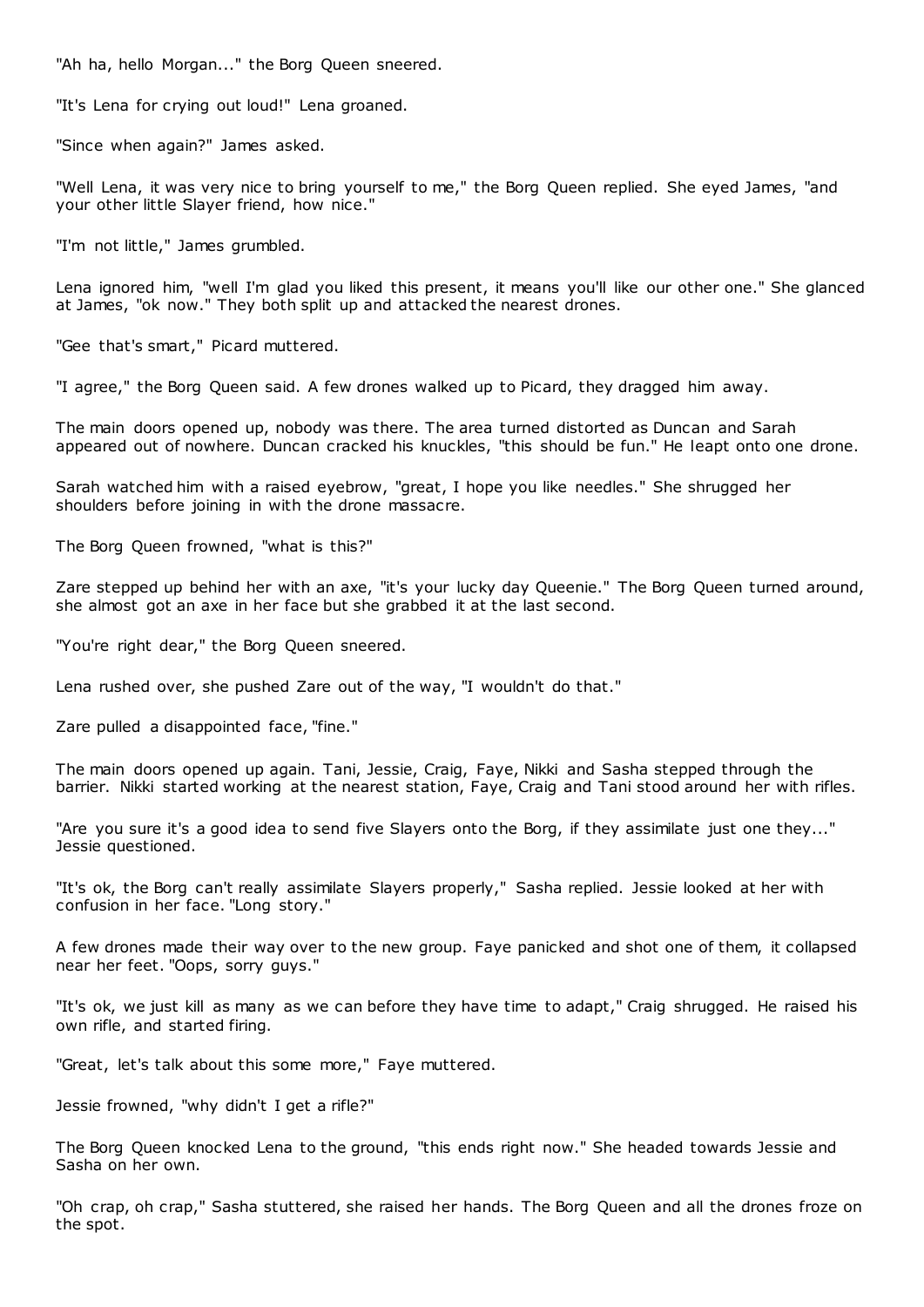"Ah ha, hello Morgan..." the Borg Queen sneered.

"It's Lena for crying out loud!" Lena groaned.

"Since when again?" James asked.

"Well Lena, it was very nice to bring yourself to me," the Borg Queen replied. She eyed James, "and your other little Slayer friend, how nice."

"I'm not little," James grumbled.

Lena ignored him, "well I'm glad you liked this present, it means you'll like our other one." She glanced at James, "ok now." They both split up and attacked the nearest drones.

"Gee that's smart," Picard muttered.

"I agree," the Borg Queen said. A few drones walked up to Picard, they dragged him away.

The main doors opened up, nobody was there. The area turned distorted as Duncan and Sarah appeared out of nowhere. Duncan cracked his knuckles, "this should be fun." He leapt onto one drone.

Sarah watched him with a raised eyebrow, "great, I hope you like needles." She shrugged her shoulders before joining in with the drone massacre.

The Borg Queen frowned, "what is this?"

Zare stepped up behind her with an axe, "it's your lucky day Queenie." The Borg Queen turned around, she almost got an axe in her face but she grabbed it at the last second.

"You're right dear," the Borg Queen sneered.

Lena rushed over, she pushed Zare out of the way, "I wouldn't do that."

Zare pulled a disappointed face, "fine."

The main doors opened up again. Tani, Jessie, Craig, Faye, Nikki and Sasha stepped through the barrier. Nikki started working at the nearest station, Faye, Craig and Tani stood around her with rifles.

"Are you sure it's a good idea to send five Slayers onto the Borg, if they assimilate just one they..." Jessie questioned.

"It's ok, the Borg can't really assimilate Slayers properly," Sasha replied. Jessie looked at her with confusion in her face. "Long story."

A few drones made their way over to the new group. Faye panicked and shot one of them, it collapsed near her feet. "Oops, sorry guys."

"It's ok, we just kill as many as we can before they have time to adapt," Craig shrugged. He raised his own rifle, and started firing.

"Great, let's talk about this some more," Faye muttered.

Jessie frowned, "why didn't I get a rifle?"

The Borg Queen knocked Lena to the ground, "this ends right now." She headed towards Jessie and Sasha on her own.

"Oh crap, oh crap," Sasha stuttered, she raised her hands. The Borg Queen and all the drones froze on the spot.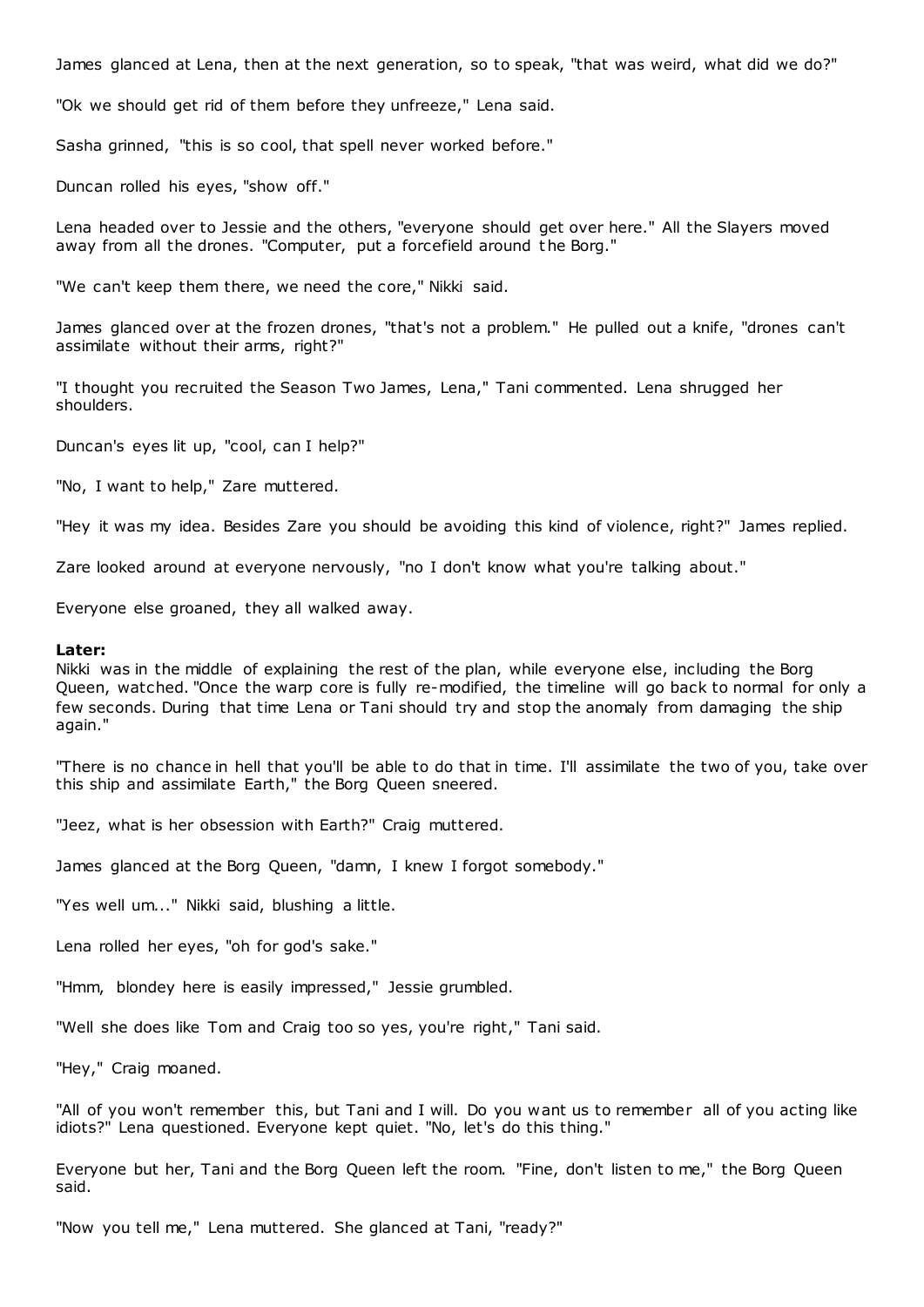James glanced at Lena, then at the next generation, so to speak, "that was weird, what did we do?"

"Ok we should get rid of them before they unfreeze," Lena said.

Sasha grinned, "this is so cool, that spell never worked before."

Duncan rolled his eyes, "show off."

Lena headed over to Jessie and the others, "everyone should get over here." All the Slayers moved away from all the drones. "Computer, put a forcefield around the Borg."

"We can't keep them there, we need the core," Nikki said.

James glanced over at the frozen drones, "that's not a problem." He pulled out a knife, "drones can't assimilate without their arms, right?"

"I thought you recruited the Season Two James, Lena," Tani commented. Lena shrugged her shoulders.

Duncan's eyes lit up, "cool, can I help?"

"No, I want to help," Zare muttered.

"Hey it was my idea. Besides Zare you should be avoiding this kind of violence, right?" James replied.

Zare looked around at everyone nervously, "no I don't know what you're talking about."

Everyone else groaned, they all walked away.

**Later:**
Nikki was in the middle of explaining the rest of the plan, while everyone else, including the Borg Queen, watched. "Once the warp core is fully re-modified, the timeline will go back to normal for only a few seconds. During that time Lena or Tani should try and stop the anomaly from damaging the ship again."

"There is no chance in hell that you'll be able to do that in time. I'll assimilate the two of you, take over this ship and assimilate Earth," the Borg Queen sneered.

"Jeez, what is her obsession with Earth?" Craig muttered.

James glanced at the Borg Queen, "damn, I knew I forgot somebody."

"Yes well um..." Nikki said, blushing a little.

Lena rolled her eyes, "oh for god's sake."

"Hmm, blondey here is easily impressed," Jessie grumbled.

"Well she does like Tom and Craig too so yes, you're right," Tani said.

"Hey," Craig moaned.

"All of you won't remember this, but Tani and I will. Do you want us to remember all of you acting like idiots?" Lena questioned. Everyone kept quiet. "No, let's do this thing."

Everyone but her, Tani and the Borg Queen left the room. "Fine, don't listen to me," the Borg Queen said.

"Now you tell me," Lena muttered. She glanced at Tani, "ready?"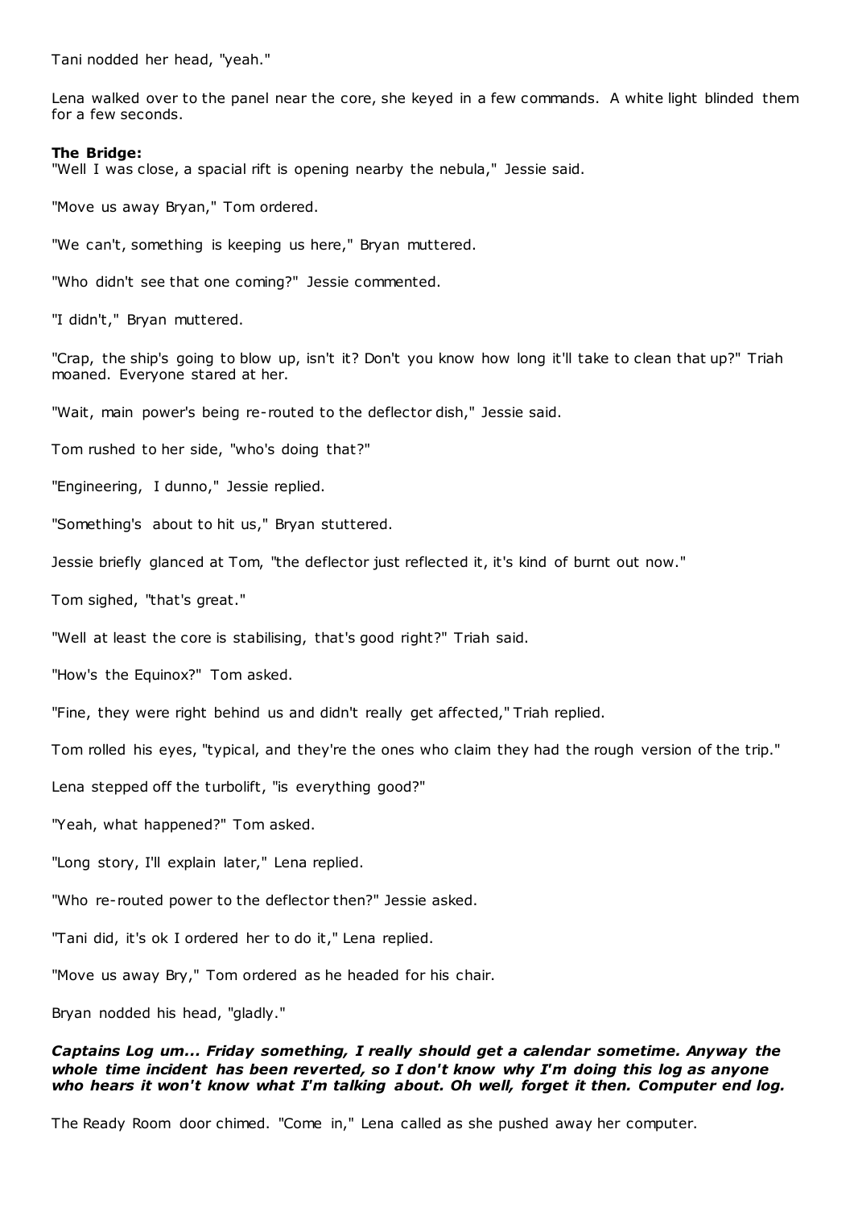Tani nodded her head, "yeah."

Lena walked over to the panel near the core, she keyed in a few commands. A white light blinded them for a few seconds.

**The Bridge:**

"Well I was close, a spacial rift is opening nearby the nebula," Jessie said.

"Move us away Bryan," Tom ordered.

"We can't, something is keeping us here," Bryan muttered.

"Who didn't see that one coming?" Jessie commented.

"I didn't," Bryan muttered.

"Crap, the ship's going to blow up, isn't it? Don't you know how long it'll take to clean that up?" Triah moaned. Everyone stared at her.

"Wait, main power's being re-routed to the deflector dish," Jessie said.

Tom rushed to her side, "who's doing that?"

"Engineering, I dunno," Jessie replied.

"Something's about to hit us," Bryan stuttered.

Jessie briefly glanced at Tom, "the deflector just reflected it, it's kind of burnt out now."

Tom sighed, "that's great."

"Well at least the core is stabilising, that's good right?" Triah said.

"How's the Equinox?" Tom asked.

"Fine, they were right behind us and didn't really get affected," Triah replied.

Tom rolled his eyes, "typical, and they're the ones who claim they had the rough version of the trip."

Lena stepped off the turbolift, "is everything good?"

"Yeah, what happened?" Tom asked.

"Long story, I'll explain later," Lena replied.

"Who re-routed power to the deflector then?" Jessie asked.

"Tani did, it's ok I ordered her to do it," Lena replied.

"Move us away Bry," Tom ordered as he headed for his chair.

Bryan nodded his head, "gladly."

***Captains Log um... Friday something, I really should get a calendar sometime. Anyway the whole time incident has been reverted, so I don't know why I'm doing this log as anyone who hears it won't know what I'm talking about. Oh well, forget it then. Computer end log.***

The Ready Room door chimed. "Come in," Lena called as she pushed away her computer.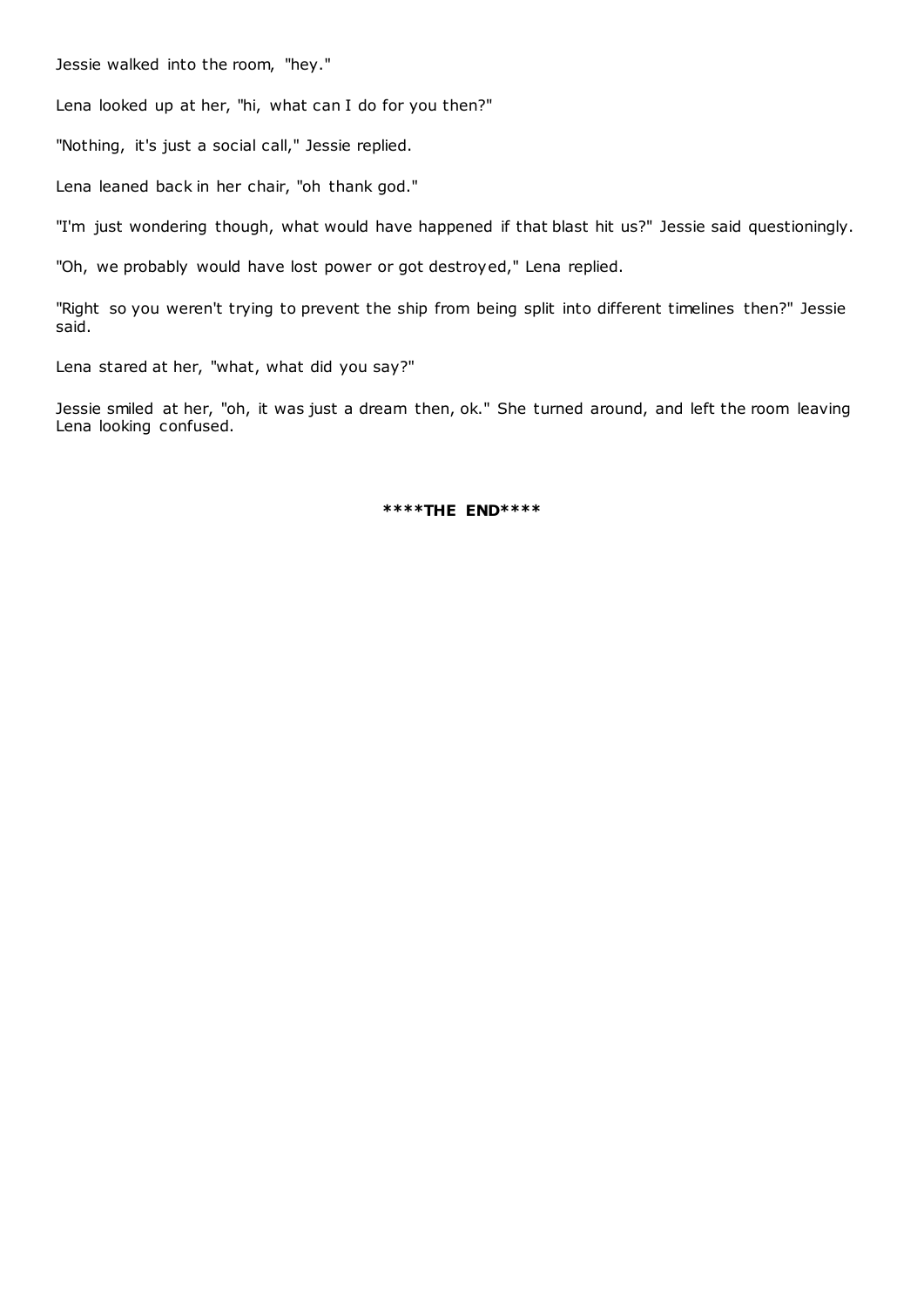Jessie walked into the room, "hey."

Lena looked up at her, "hi, what can I do for you then?"

"Nothing, it's just a social call," Jessie replied.

Lena leaned back in her chair, "oh thank god."

"I'm just wondering though, what would have happened if that blast hit us?" Jessie said questioningly.

"Oh, we probably would have lost power or got destroyed," Lena replied.

"Right so you weren't trying to prevent the ship from being split into different timelines then?" Jessie said.

Lena stared at her, "what, what did you say?"

Jessie smiled at her, "oh, it was just a dream then, ok." She turned around, and left the room leaving Lena looking confused.

**\*\*\*\*THE END\*\*\*\***